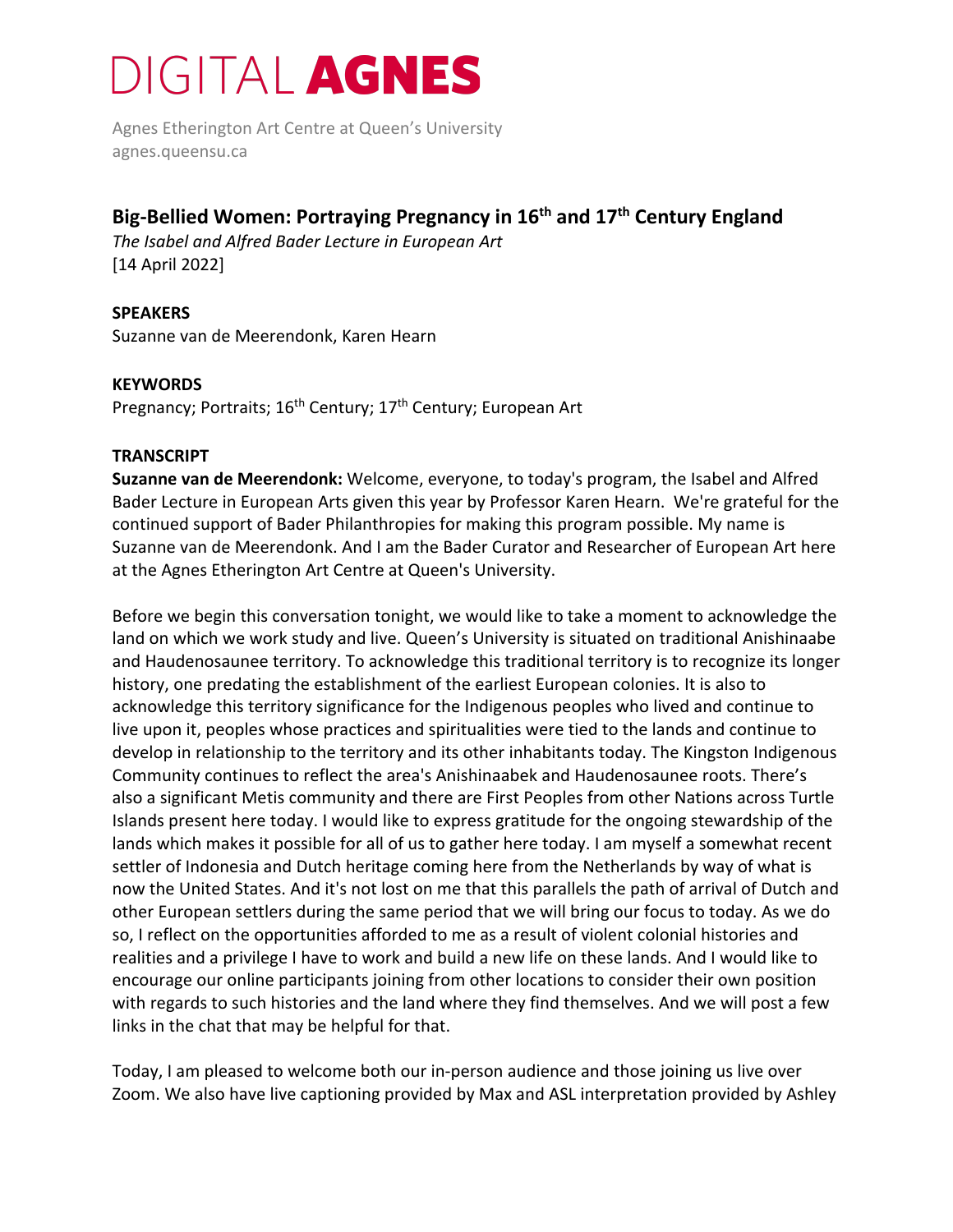# DIGITAL AGNES

Agnes Etherington Art Centre at Queen's University
agnes.queensu.ca

## Big-Bellied Women: Portraying Pregnancy in 16th and 17th Century England

*The Isabel and Alfred Bader Lecture in European Art*
[14 April 2022]

**SPEAKERS**
Suzanne van de Meerendonk, Karen Hearn

**KEYWORDS**
Pregnancy; Portraits; 16th Century; 17th Century; European Art

**TRANSCRIPT**

**Suzanne van de Meerendonk:** Welcome, everyone, to today's program, the Isabel and Alfred Bader Lecture in European Arts given this year by Professor Karen Hearn. We're grateful for the continued support of Bader Philanthropies for making this program possible. My name is Suzanne van de Meerendonk. And I am the Bader Curator and Researcher of European Art here at the Agnes Etherington Art Centre at Queen's University.

Before we begin this conversation tonight, we would like to take a moment to acknowledge the land on which we work study and live. Queen's University is situated on traditional Anishinaabe and Haudenosaunee territory. To acknowledge this traditional territory is to recognize its longer history, one predating the establishment of the earliest European colonies. It is also to acknowledge this territory significance for the Indigenous peoples who lived and continue to live upon it, peoples whose practices and spiritualities were tied to the lands and continue to develop in relationship to the territory and its other inhabitants today. The Kingston Indigenous Community continues to reflect the area's Anishinaabek and Haudenosaunee roots. There's also a significant Metis community and there are First Peoples from other Nations across Turtle Islands present here today. I would like to express gratitude for the ongoing stewardship of the lands which makes it possible for all of us to gather here today. I am myself a somewhat recent settler of Indonesia and Dutch heritage coming here from the Netherlands by way of what is now the United States. And it's not lost on me that this parallels the path of arrival of Dutch and other European settlers during the same period that we will bring our focus to today. As we do so, I reflect on the opportunities afforded to me as a result of violent colonial histories and realities and a privilege I have to work and build a new life on these lands. And I would like to encourage our online participants joining from other locations to consider their own position with regards to such histories and the land where they find themselves. And we will post a few links in the chat that may be helpful for that.

Today, I am pleased to welcome both our in-person audience and those joining us live over Zoom. We also have live captioning provided by Max and ASL interpretation provided by Ashley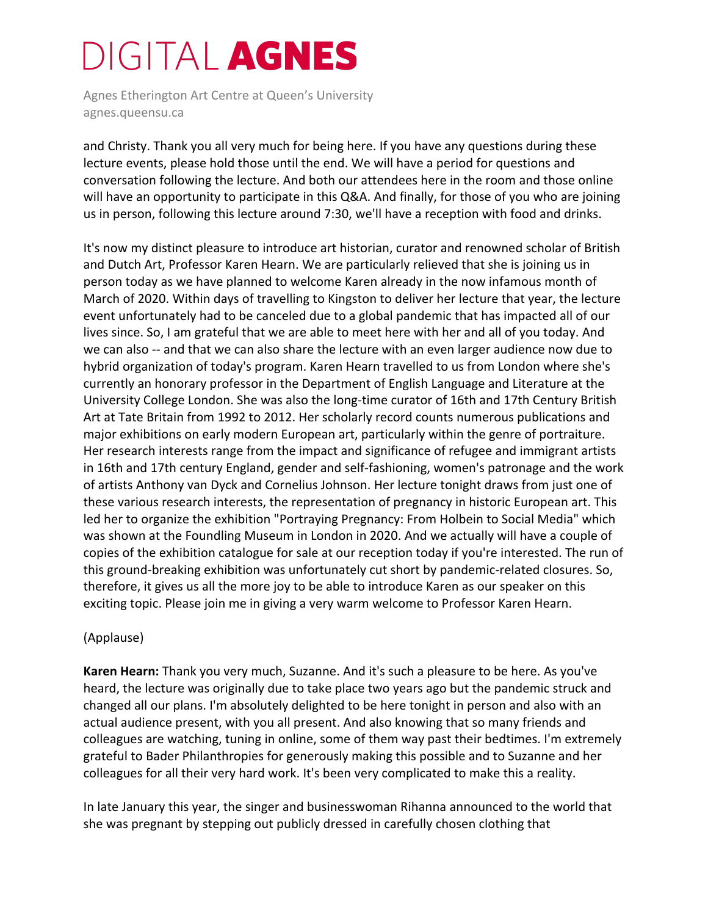and Christy. Thank you all very much for being here. If you have any questions during these lecture events, please hold those until the end. We will have a period for questions and conversation following the lecture. And both our attendees here in the room and those online will have an opportunity to participate in this Q&A. And finally, for those of you who are joining us in person, following this lecture around 7:30, we'll have a reception with food and drinks.

It's now my distinct pleasure to introduce art historian, curator and renowned scholar of British and Dutch Art, Professor Karen Hearn. We are particularly relieved that she is joining us in person today as we have planned to welcome Karen already in the now infamous month of March of 2020. Within days of travelling to Kingston to deliver her lecture that year, the lecture event unfortunately had to be canceled due to a global pandemic that has impacted all of our lives since. So, I am grateful that we are able to meet here with her and all of you today. And we can also -- and that we can also share the lecture with an even larger audience now due to hybrid organization of today's program. Karen Hearn travelled to us from London where she's currently an honorary professor in the Department of English Language and Literature at the University College London. She was also the long-time curator of 16th and 17th Century British Art at Tate Britain from 1992 to 2012. Her scholarly record counts numerous publications and major exhibitions on early modern European art, particularly within the genre of portraiture. Her research interests range from the impact and significance of refugee and immigrant artists in 16th and 17th century England, gender and self-fashioning, women's patronage and the work of artists Anthony van Dyck and Cornelius Johnson. Her lecture tonight draws from just one of these various research interests, the representation of pregnancy in historic European art. This led her to organize the exhibition "Portraying Pregnancy: From Holbein to Social Media" which was shown at the Foundling Museum in London in 2020. And we actually will have a couple of copies of the exhibition catalogue for sale at our reception today if you're interested. The run of this ground-breaking exhibition was unfortunately cut short by pandemic-related closures. So, therefore, it gives us all the more joy to be able to introduce Karen as our speaker on this exciting topic. Please join me in giving a very warm welcome to Professor Karen Hearn.

(Applause)

**Karen Hearn:** Thank you very much, Suzanne. And it's such a pleasure to be here. As you've heard, the lecture was originally due to take place two years ago but the pandemic struck and changed all our plans. I'm absolutely delighted to be here tonight in person and also with an actual audience present, with you all present. And also knowing that so many friends and colleagues are watching, tuning in online, some of them way past their bedtimes. I'm extremely grateful to Bader Philanthropies for generously making this possible and to Suzanne and her colleagues for all their very hard work. It's been very complicated to make this a reality.

In late January this year, the singer and businesswoman Rihanna announced to the world that she was pregnant by stepping out publicly dressed in carefully chosen clothing that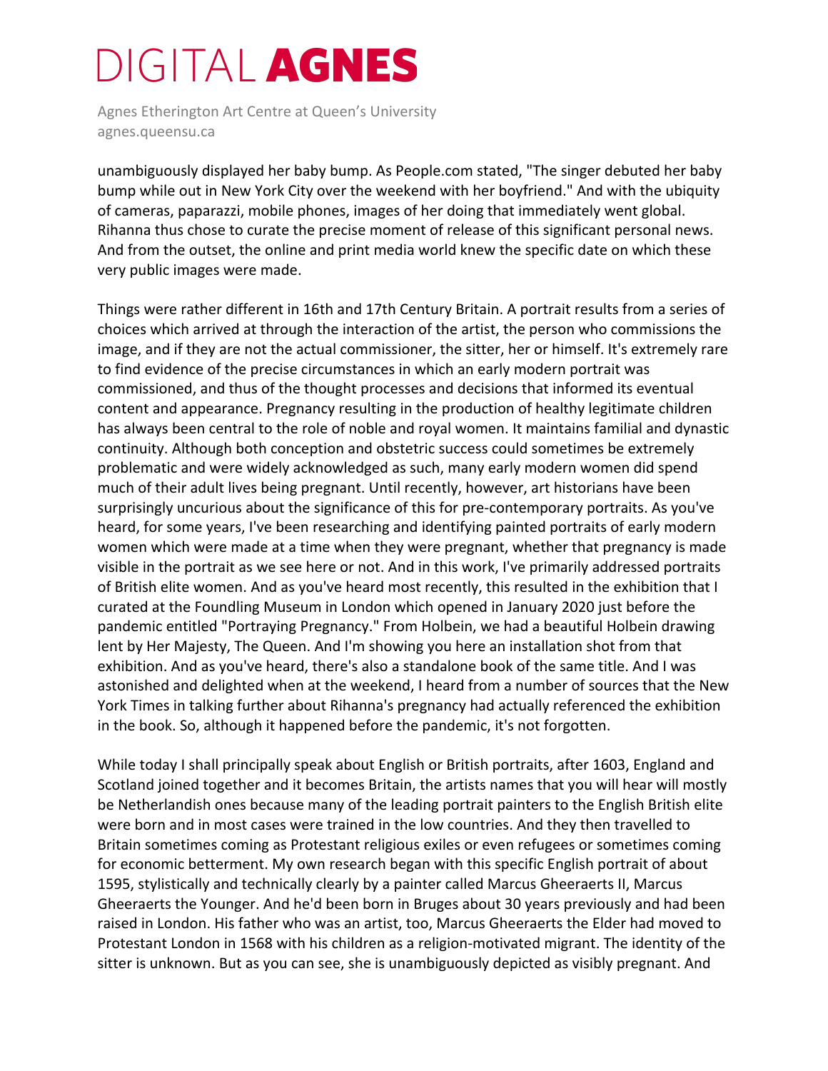unambiguously displayed her baby bump. As People.com stated, "The singer debuted her baby bump while out in New York City over the weekend with her boyfriend." And with the ubiquity of cameras, paparazzi, mobile phones, images of her doing that immediately went global. Rihanna thus chose to curate the precise moment of release of this significant personal news. And from the outset, the online and print media world knew the specific date on which these very public images were made.

Things were rather different in 16th and 17th Century Britain. A portrait results from a series of choices which arrived at through the interaction of the artist, the person who commissions the image, and if they are not the actual commissioner, the sitter, her or himself. It's extremely rare to find evidence of the precise circumstances in which an early modern portrait was commissioned, and thus of the thought processes and decisions that informed its eventual content and appearance. Pregnancy resulting in the production of healthy legitimate children has always been central to the role of noble and royal women. It maintains familial and dynastic continuity. Although both conception and obstetric success could sometimes be extremely problematic and were widely acknowledged as such, many early modern women did spend much of their adult lives being pregnant. Until recently, however, art historians have been surprisingly uncurious about the significance of this for pre-contemporary portraits. As you've heard, for some years, I've been researching and identifying painted portraits of early modern women which were made at a time when they were pregnant, whether that pregnancy is made visible in the portrait as we see here or not. And in this work, I've primarily addressed portraits of British elite women. And as you've heard most recently, this resulted in the exhibition that I curated at the Foundling Museum in London which opened in January 2020 just before the pandemic entitled "Portraying Pregnancy." From Holbein, we had a beautiful Holbein drawing lent by Her Majesty, The Queen. And I'm showing you here an installation shot from that exhibition. And as you've heard, there's also a standalone book of the same title. And I was astonished and delighted when at the weekend, I heard from a number of sources that the New York Times in talking further about Rihanna's pregnancy had actually referenced the exhibition in the book. So, although it happened before the pandemic, it's not forgotten.

While today I shall principally speak about English or British portraits, after 1603, England and Scotland joined together and it becomes Britain, the artists names that you will hear will mostly be Netherlandish ones because many of the leading portrait painters to the English British elite were born and in most cases were trained in the low countries. And they then travelled to Britain sometimes coming as Protestant religious exiles or even refugees or sometimes coming for economic betterment. My own research began with this specific English portrait of about 1595, stylistically and technically clearly by a painter called Marcus Gheeraerts II, Marcus Gheeraerts the Younger. And he'd been born in Bruges about 30 years previously and had been raised in London. His father who was an artist, too, Marcus Gheeraerts the Elder had moved to Protestant London in 1568 with his children as a religion-motivated migrant. The identity of the sitter is unknown. But as you can see, she is unambiguously depicted as visibly pregnant. And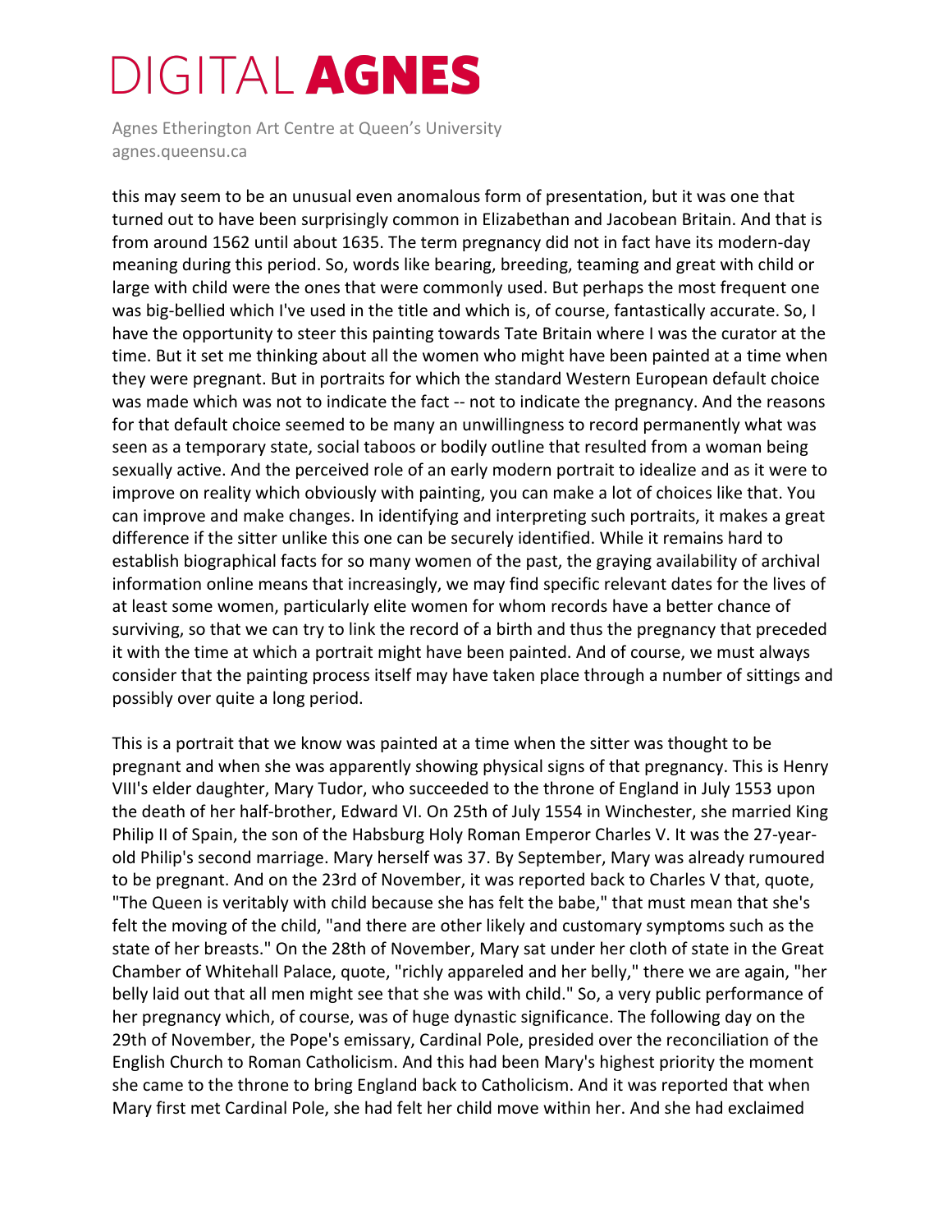this may seem to be an unusual even anomalous form of presentation, but it was one that turned out to have been surprisingly common in Elizabethan and Jacobean Britain. And that is from around 1562 until about 1635. The term pregnancy did not in fact have its modern-day meaning during this period. So, words like bearing, breeding, teaming and great with child or large with child were the ones that were commonly used. But perhaps the most frequent one was big-bellied which I've used in the title and which is, of course, fantastically accurate. So, I have the opportunity to steer this painting towards Tate Britain where I was the curator at the time. But it set me thinking about all the women who might have been painted at a time when they were pregnant. But in portraits for which the standard Western European default choice was made which was not to indicate the fact -- not to indicate the pregnancy. And the reasons for that default choice seemed to be many an unwillingness to record permanently what was seen as a temporary state, social taboos or bodily outline that resulted from a woman being sexually active. And the perceived role of an early modern portrait to idealize and as it were to improve on reality which obviously with painting, you can make a lot of choices like that. You can improve and make changes. In identifying and interpreting such portraits, it makes a great difference if the sitter unlike this one can be securely identified. While it remains hard to establish biographical facts for so many women of the past, the graying availability of archival information online means that increasingly, we may find specific relevant dates for the lives of at least some women, particularly elite women for whom records have a better chance of surviving, so that we can try to link the record of a birth and thus the pregnancy that preceded it with the time at which a portrait might have been painted. And of course, we must always consider that the painting process itself may have taken place through a number of sittings and possibly over quite a long period.

This is a portrait that we know was painted at a time when the sitter was thought to be pregnant and when she was apparently showing physical signs of that pregnancy. This is Henry VIII's elder daughter, Mary Tudor, who succeeded to the throne of England in July 1553 upon the death of her half-brother, Edward VI. On 25th of July 1554 in Winchester, she married King Philip II of Spain, the son of the Habsburg Holy Roman Emperor Charles V. It was the 27-year-old Philip's second marriage. Mary herself was 37. By September, Mary was already rumoured to be pregnant. And on the 23rd of November, it was reported back to Charles V that, quote, "The Queen is veritably with child because she has felt the babe," that must mean that she's felt the moving of the child, "and there are other likely and customary symptoms such as the state of her breasts." On the 28th of November, Mary sat under her cloth of state in the Great Chamber of Whitehall Palace, quote, "richly appareled and her belly," there we are again, "her belly laid out that all men might see that she was with child." So, a very public performance of her pregnancy which, of course, was of huge dynastic significance. The following day on the 29th of November, the Pope's emissary, Cardinal Pole, presided over the reconciliation of the English Church to Roman Catholicism. And this had been Mary's highest priority the moment she came to the throne to bring England back to Catholicism. And it was reported that when Mary first met Cardinal Pole, she had felt her child move within her. And she had exclaimed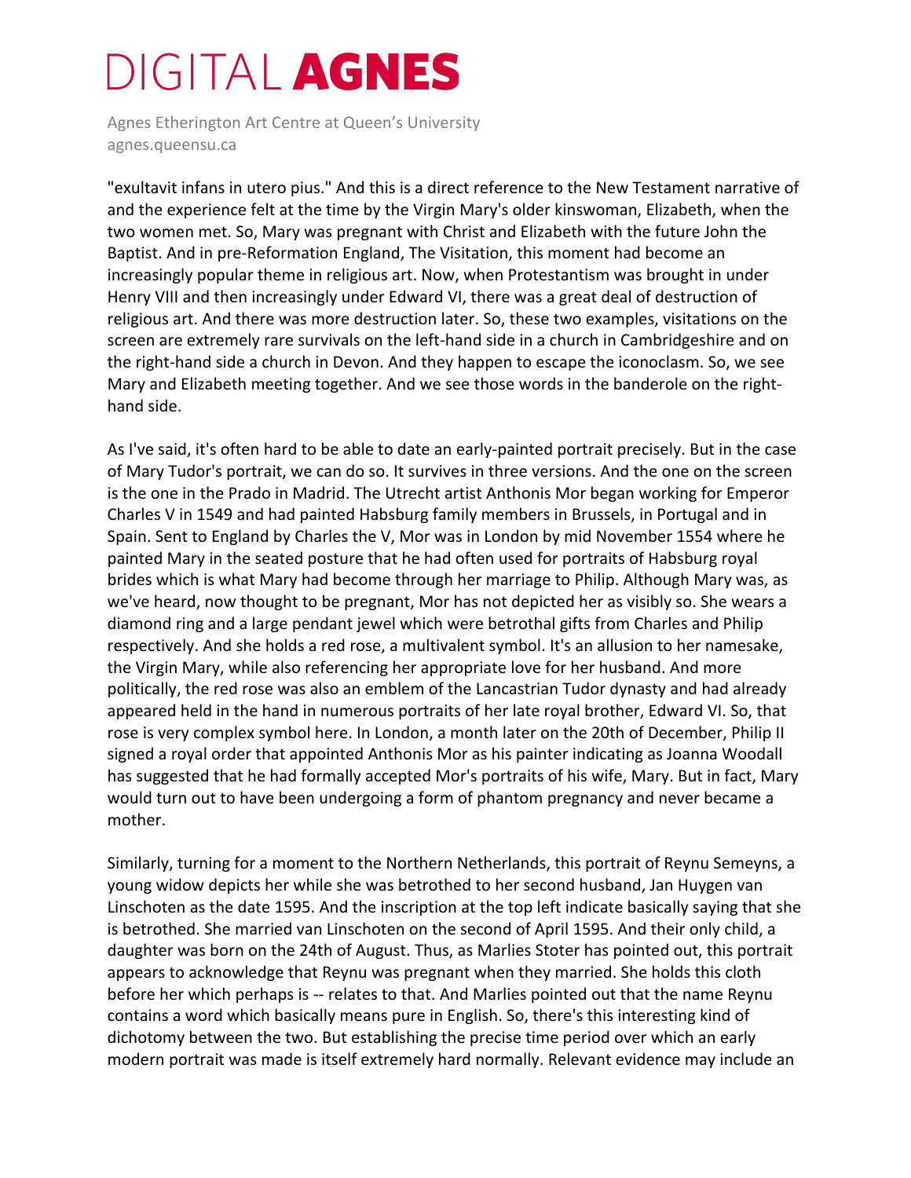"exultavit infans in utero pius." And this is a direct reference to the New Testament narrative of and the experience felt at the time by the Virgin Mary's older kinswoman, Elizabeth, when the two women met. So, Mary was pregnant with Christ and Elizabeth with the future John the Baptist. And in pre-Reformation England, The Visitation, this moment had become an increasingly popular theme in religious art. Now, when Protestantism was brought in under Henry VIII and then increasingly under Edward VI, there was a great deal of destruction of religious art. And there was more destruction later. So, these two examples, visitations on the screen are extremely rare survivals on the left-hand side in a church in Cambridgeshire and on the right-hand side a church in Devon. And they happen to escape the iconoclasm. So, we see Mary and Elizabeth meeting together. And we see those words in the banderole on the right-hand side.

As I've said, it's often hard to be able to date an early-painted portrait precisely. But in the case of Mary Tudor's portrait, we can do so. It survives in three versions. And the one on the screen is the one in the Prado in Madrid. The Utrecht artist Anthonis Mor began working for Emperor Charles V in 1549 and had painted Habsburg family members in Brussels, in Portugal and in Spain. Sent to England by Charles the V, Mor was in London by mid November 1554 where he painted Mary in the seated posture that he had often used for portraits of Habsburg royal brides which is what Mary had become through her marriage to Philip. Although Mary was, as we've heard, now thought to be pregnant, Mor has not depicted her as visibly so. She wears a diamond ring and a large pendant jewel which were betrothal gifts from Charles and Philip respectively. And she holds a red rose, a multivalent symbol. It's an allusion to her namesake, the Virgin Mary, while also referencing her appropriate love for her husband. And more politically, the red rose was also an emblem of the Lancastrian Tudor dynasty and had already appeared held in the hand in numerous portraits of her late royal brother, Edward VI. So, that rose is very complex symbol here. In London, a month later on the 20th of December, Philip II signed a royal order that appointed Anthonis Mor as his painter indicating as Joanna Woodall has suggested that he had formally accepted Mor's portraits of his wife, Mary. But in fact, Mary would turn out to have been undergoing a form of phantom pregnancy and never became a mother.

Similarly, turning for a moment to the Northern Netherlands, this portrait of Reynu Semeyns, a young widow depicts her while she was betrothed to her second husband, Jan Huygen van Linschoten as the date 1595. And the inscription at the top left indicate basically saying that she is betrothed. She married van Linschoten on the second of April 1595. And their only child, a daughter was born on the 24th of August. Thus, as Marlies Stoter has pointed out, this portrait appears to acknowledge that Reynu was pregnant when they married. She holds this cloth before her which perhaps is -- relates to that. And Marlies pointed out that the name Reynu contains a word which basically means pure in English. So, there's this interesting kind of dichotomy between the two. But establishing the precise time period over which an early modern portrait was made is itself extremely hard normally. Relevant evidence may include an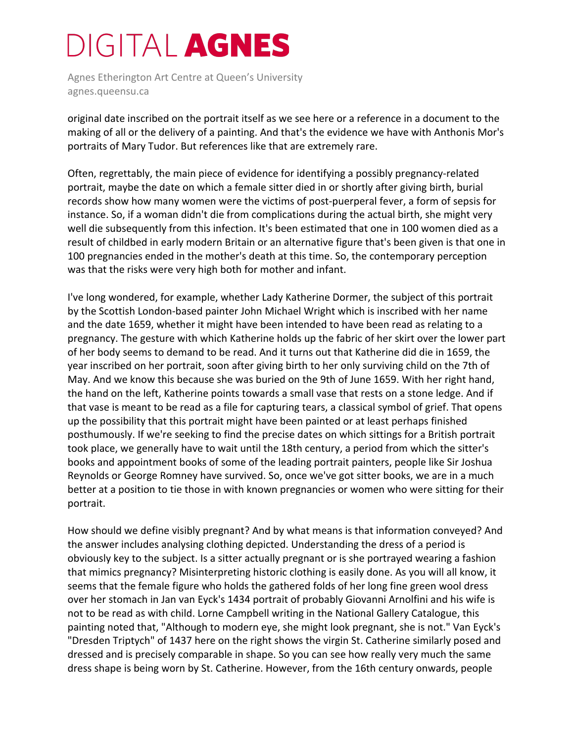original date inscribed on the portrait itself as we see here or a reference in a document to the making of all or the delivery of a painting. And that's the evidence we have with Anthonis Mor's portraits of Mary Tudor. But references like that are extremely rare.

Often, regrettably, the main piece of evidence for identifying a possibly pregnancy-related portrait, maybe the date on which a female sitter died in or shortly after giving birth, burial records show how many women were the victims of post-puerperal fever, a form of sepsis for instance. So, if a woman didn't die from complications during the actual birth, she might very well die subsequently from this infection. It's been estimated that one in 100 women died as a result of childbed in early modern Britain or an alternative figure that's been given is that one in 100 pregnancies ended in the mother's death at this time. So, the contemporary perception was that the risks were very high both for mother and infant.

I've long wondered, for example, whether Lady Katherine Dormer, the subject of this portrait by the Scottish London-based painter John Michael Wright which is inscribed with her name and the date 1659, whether it might have been intended to have been read as relating to a pregnancy. The gesture with which Katherine holds up the fabric of her skirt over the lower part of her body seems to demand to be read. And it turns out that Katherine did die in 1659, the year inscribed on her portrait, soon after giving birth to her only surviving child on the 7th of May. And we know this because she was buried on the 9th of June 1659. With her right hand, the hand on the left, Katherine points towards a small vase that rests on a stone ledge. And if that vase is meant to be read as a file for capturing tears, a classical symbol of grief. That opens up the possibility that this portrait might have been painted or at least perhaps finished posthumously. If we're seeking to find the precise dates on which sittings for a British portrait took place, we generally have to wait until the 18th century, a period from which the sitter's books and appointment books of some of the leading portrait painters, people like Sir Joshua Reynolds or George Romney have survived. So, once we've got sitter books, we are in a much better at a position to tie those in with known pregnancies or women who were sitting for their portrait.

How should we define visibly pregnant? And by what means is that information conveyed? And the answer includes analysing clothing depicted. Understanding the dress of a period is obviously key to the subject. Is a sitter actually pregnant or is she portrayed wearing a fashion that mimics pregnancy? Misinterpreting historic clothing is easily done. As you will all know, it seems that the female figure who holds the gathered folds of her long fine green wool dress over her stomach in Jan van Eyck's 1434 portrait of probably Giovanni Arnolfini and his wife is not to be read as with child. Lorne Campbell writing in the National Gallery Catalogue, this painting noted that, "Although to modern eye, she might look pregnant, she is not." Van Eyck's "Dresden Triptych" of 1437 here on the right shows the virgin St. Catherine similarly posed and dressed and is precisely comparable in shape. So you can see how really very much the same dress shape is being worn by St. Catherine. However, from the 16th century onwards, people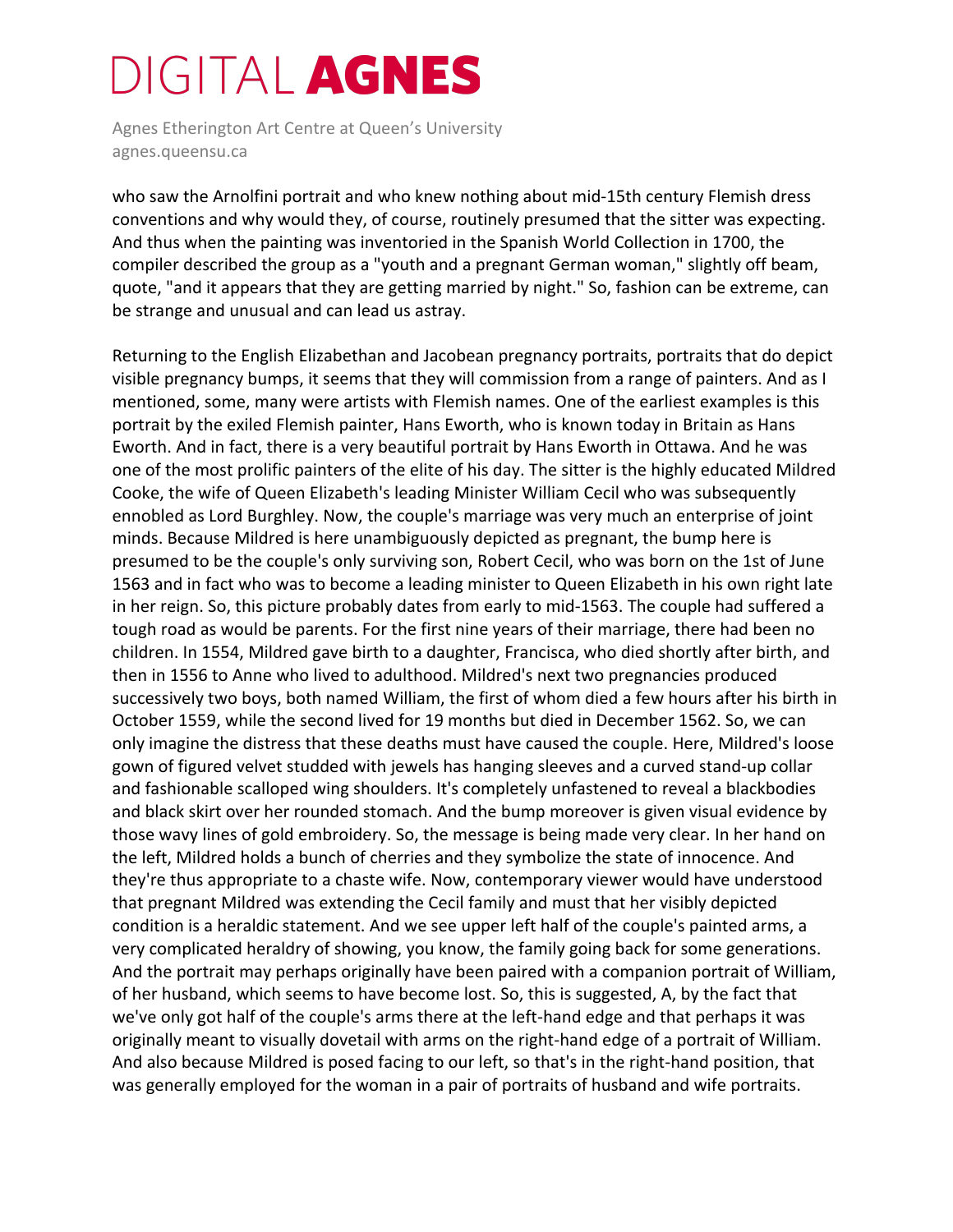who saw the Arnolfini portrait and who knew nothing about mid-15th century Flemish dress conventions and why would they, of course, routinely presumed that the sitter was expecting. And thus when the painting was inventoried in the Spanish World Collection in 1700, the compiler described the group as a "youth and a pregnant German woman," slightly off beam, quote, "and it appears that they are getting married by night." So, fashion can be extreme, can be strange and unusual and can lead us astray.

Returning to the English Elizabethan and Jacobean pregnancy portraits, portraits that do depict visible pregnancy bumps, it seems that they will commission from a range of painters. And as I mentioned, some, many were artists with Flemish names. One of the earliest examples is this portrait by the exiled Flemish painter, Hans Eworth, who is known today in Britain as Hans Eworth. And in fact, there is a very beautiful portrait by Hans Eworth in Ottawa. And he was one of the most prolific painters of the elite of his day. The sitter is the highly educated Mildred Cooke, the wife of Queen Elizabeth's leading Minister William Cecil who was subsequently ennobled as Lord Burghley. Now, the couple's marriage was very much an enterprise of joint minds. Because Mildred is here unambiguously depicted as pregnant, the bump here is presumed to be the couple's only surviving son, Robert Cecil, who was born on the 1st of June 1563 and in fact who was to become a leading minister to Queen Elizabeth in his own right late in her reign. So, this picture probably dates from early to mid-1563. The couple had suffered a tough road as would be parents. For the first nine years of their marriage, there had been no children. In 1554, Mildred gave birth to a daughter, Francisca, who died shortly after birth, and then in 1556 to Anne who lived to adulthood. Mildred's next two pregnancies produced successively two boys, both named William, the first of whom died a few hours after his birth in October 1559, while the second lived for 19 months but died in December 1562. So, we can only imagine the distress that these deaths must have caused the couple. Here, Mildred's loose gown of figured velvet studded with jewels has hanging sleeves and a curved stand-up collar and fashionable scalloped wing shoulders. It's completely unfastened to reveal a blackbodies and black skirt over her rounded stomach. And the bump moreover is given visual evidence by those wavy lines of gold embroidery. So, the message is being made very clear. In her hand on the left, Mildred holds a bunch of cherries and they symbolize the state of innocence. And they're thus appropriate to a chaste wife. Now, contemporary viewer would have understood that pregnant Mildred was extending the Cecil family and must that her visibly depicted condition is a heraldic statement. And we see upper left half of the couple's painted arms, a very complicated heraldry of showing, you know, the family going back for some generations. And the portrait may perhaps originally have been paired with a companion portrait of William, of her husband, which seems to have become lost. So, this is suggested, A, by the fact that we've only got half of the couple's arms there at the left-hand edge and that perhaps it was originally meant to visually dovetail with arms on the right-hand edge of a portrait of William. And also because Mildred is posed facing to our left, so that's in the right-hand position, that was generally employed for the woman in a pair of portraits of husband and wife portraits.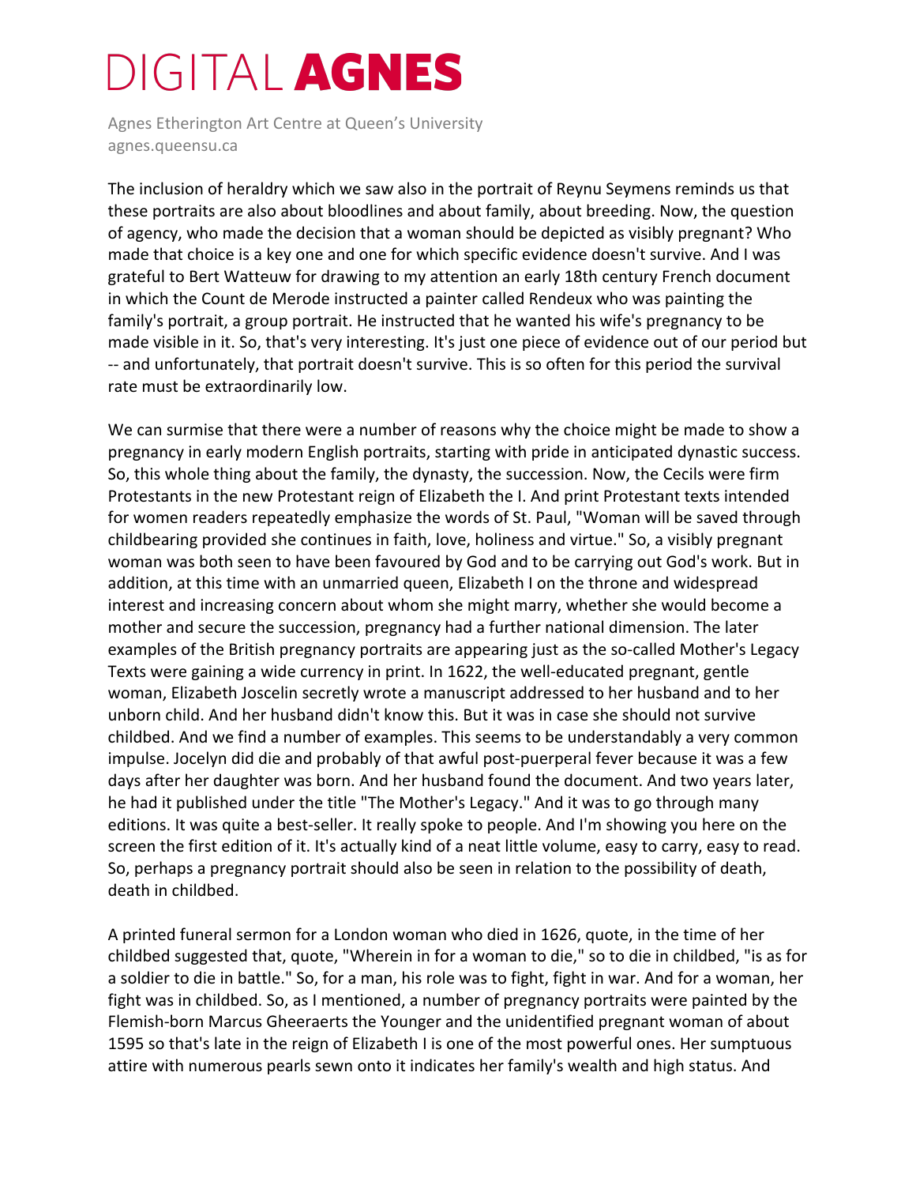The inclusion of heraldry which we saw also in the portrait of Reynu Seymens reminds us that these portraits are also about bloodlines and about family, about breeding. Now, the question of agency, who made the decision that a woman should be depicted as visibly pregnant? Who made that choice is a key one and one for which specific evidence doesn't survive. And I was grateful to Bert Watteuw for drawing to my attention an early 18th century French document in which the Count de Merode instructed a painter called Rendeux who was painting the family's portrait, a group portrait. He instructed that he wanted his wife's pregnancy to be made visible in it. So, that's very interesting. It's just one piece of evidence out of our period but -- and unfortunately, that portrait doesn't survive. This is so often for this period the survival rate must be extraordinarily low.

We can surmise that there were a number of reasons why the choice might be made to show a pregnancy in early modern English portraits, starting with pride in anticipated dynastic success. So, this whole thing about the family, the dynasty, the succession. Now, the Cecils were firm Protestants in the new Protestant reign of Elizabeth the I. And print Protestant texts intended for women readers repeatedly emphasize the words of St. Paul, "Woman will be saved through childbearing provided she continues in faith, love, holiness and virtue." So, a visibly pregnant woman was both seen to have been favoured by God and to be carrying out God's work. But in addition, at this time with an unmarried queen, Elizabeth I on the throne and widespread interest and increasing concern about whom she might marry, whether she would become a mother and secure the succession, pregnancy had a further national dimension. The later examples of the British pregnancy portraits are appearing just as the so-called Mother's Legacy Texts were gaining a wide currency in print. In 1622, the well-educated pregnant, gentle woman, Elizabeth Joscelin secretly wrote a manuscript addressed to her husband and to her unborn child. And her husband didn't know this. But it was in case she should not survive childbed. And we find a number of examples. This seems to be understandably a very common impulse. Jocelyn did die and probably of that awful post-puerperal fever because it was a few days after her daughter was born. And her husband found the document. And two years later, he had it published under the title "The Mother's Legacy." And it was to go through many editions. It was quite a best-seller. It really spoke to people. And I'm showing you here on the screen the first edition of it. It's actually kind of a neat little volume, easy to carry, easy to read. So, perhaps a pregnancy portrait should also be seen in relation to the possibility of death, death in childbed.

A printed funeral sermon for a London woman who died in 1626, quote, in the time of her childbed suggested that, quote, "Wherein in for a woman to die," so to die in childbed, "is as for a soldier to die in battle." So, for a man, his role was to fight, fight in war. And for a woman, her fight was in childbed. So, as I mentioned, a number of pregnancy portraits were painted by the Flemish-born Marcus Gheeraerts the Younger and the unidentified pregnant woman of about 1595 so that's late in the reign of Elizabeth I is one of the most powerful ones. Her sumptuous attire with numerous pearls sewn onto it indicates her family's wealth and high status. And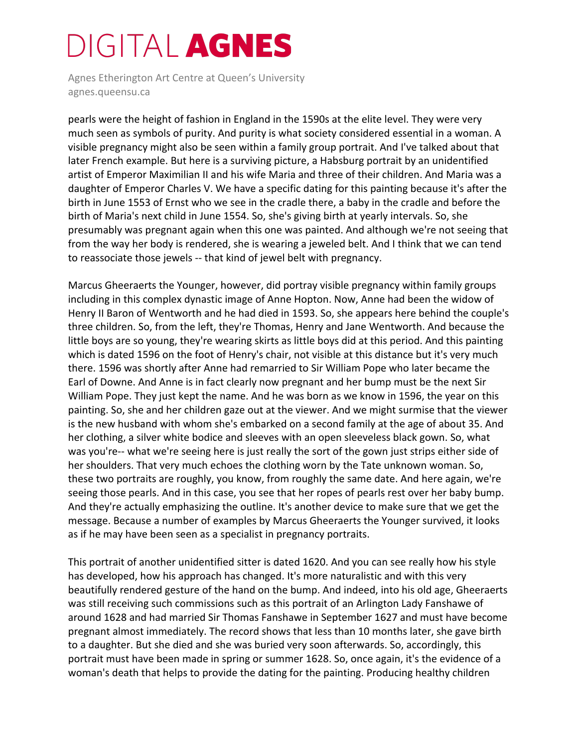pearls were the height of fashion in England in the 1590s at the elite level. They were very much seen as symbols of purity. And purity is what society considered essential in a woman. A visible pregnancy might also be seen within a family group portrait. And I've talked about that later French example. But here is a surviving picture, a Habsburg portrait by an unidentified artist of Emperor Maximilian II and his wife Maria and three of their children. And Maria was a daughter of Emperor Charles V. We have a specific dating for this painting because it's after the birth in June 1553 of Ernst who we see in the cradle there, a baby in the cradle and before the birth of Maria's next child in June 1554. So, she's giving birth at yearly intervals. So, she presumably was pregnant again when this one was painted. And although we're not seeing that from the way her body is rendered, she is wearing a jeweled belt. And I think that we can tend to reassociate those jewels -- that kind of jewel belt with pregnancy.

Marcus Gheeraerts the Younger, however, did portray visible pregnancy within family groups including in this complex dynastic image of Anne Hopton. Now, Anne had been the widow of Henry II Baron of Wentworth and he had died in 1593. So, she appears here behind the couple's three children. So, from the left, they're Thomas, Henry and Jane Wentworth. And because the little boys are so young, they're wearing skirts as little boys did at this period. And this painting which is dated 1596 on the foot of Henry's chair, not visible at this distance but it's very much there. 1596 was shortly after Anne had remarried to Sir William Pope who later became the Earl of Downe. And Anne is in fact clearly now pregnant and her bump must be the next Sir William Pope. They just kept the name. And he was born as we know in 1596, the year on this painting. So, she and her children gaze out at the viewer. And we might surmise that the viewer is the new husband with whom she's embarked on a second family at the age of about 35. And her clothing, a silver white bodice and sleeves with an open sleeveless black gown. So, what was you're-- what we're seeing here is just really the sort of the gown just strips either side of her shoulders. That very much echoes the clothing worn by the Tate unknown woman. So, these two portraits are roughly, you know, from roughly the same date. And here again, we're seeing those pearls. And in this case, you see that her ropes of pearls rest over her baby bump. And they're actually emphasizing the outline. It's another device to make sure that we get the message. Because a number of examples by Marcus Gheeraerts the Younger survived, it looks as if he may have been seen as a specialist in pregnancy portraits.

This portrait of another unidentified sitter is dated 1620. And you can see really how his style has developed, how his approach has changed. It's more naturalistic and with this very beautifully rendered gesture of the hand on the bump. And indeed, into his old age, Gheeraerts was still receiving such commissions such as this portrait of an Arlington Lady Fanshawe of around 1628 and had married Sir Thomas Fanshawe in September 1627 and must have become pregnant almost immediately. The record shows that less than 10 months later, she gave birth to a daughter. But she died and she was buried very soon afterwards. So, accordingly, this portrait must have been made in spring or summer 1628. So, once again, it's the evidence of a woman's death that helps to provide the dating for the painting. Producing healthy children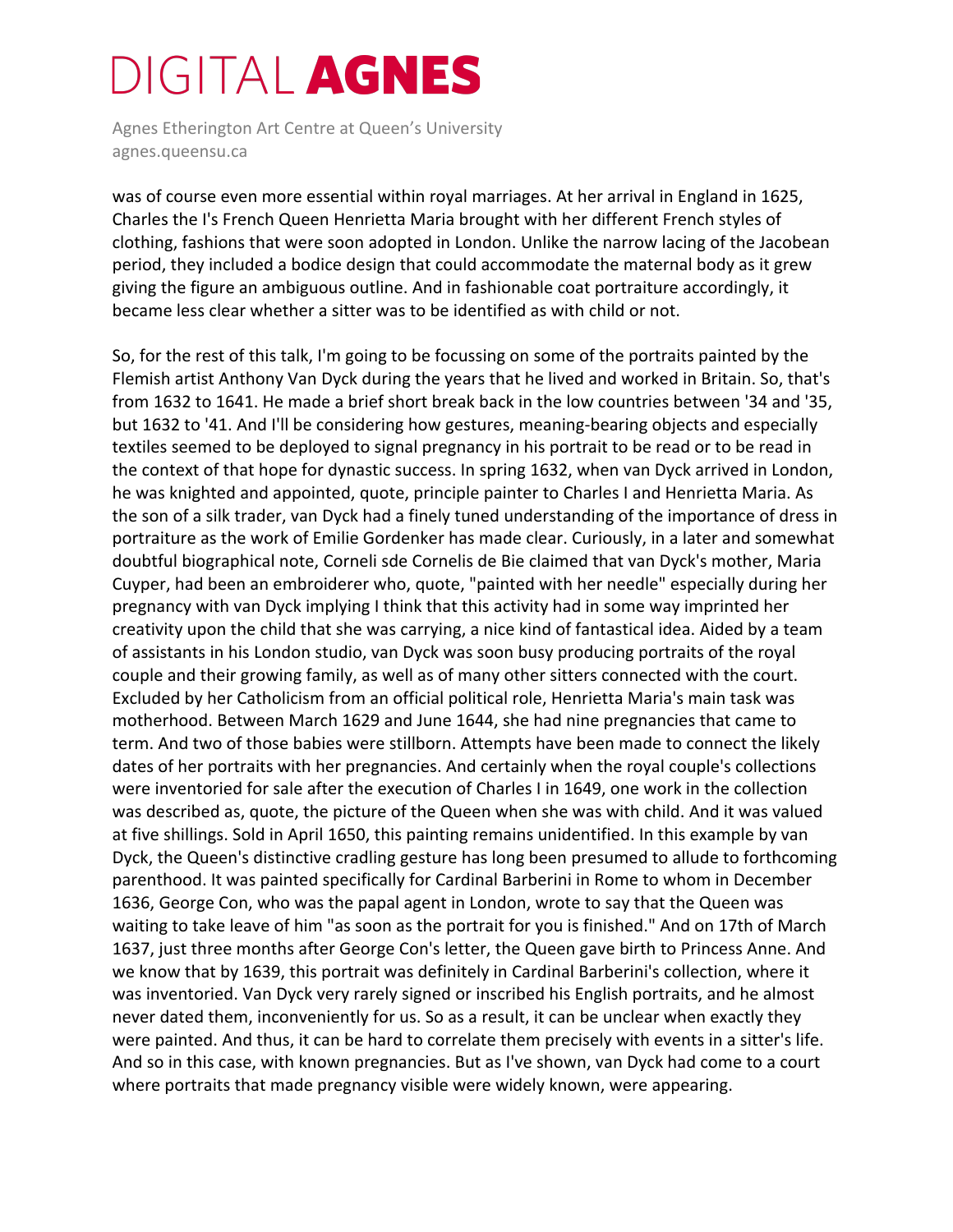was of course even more essential within royal marriages. At her arrival in England in 1625, Charles the I's French Queen Henrietta Maria brought with her different French styles of clothing, fashions that were soon adopted in London. Unlike the narrow lacing of the Jacobean period, they included a bodice design that could accommodate the maternal body as it grew giving the figure an ambiguous outline. And in fashionable coat portraiture accordingly, it became less clear whether a sitter was to be identified as with child or not.

So, for the rest of this talk, I'm going to be focussing on some of the portraits painted by the Flemish artist Anthony Van Dyck during the years that he lived and worked in Britain. So, that's from 1632 to 1641. He made a brief short break back in the low countries between '34 and '35, but 1632 to '41. And I'll be considering how gestures, meaning-bearing objects and especially textiles seemed to be deployed to signal pregnancy in his portrait to be read or to be read in the context of that hope for dynastic success. In spring 1632, when van Dyck arrived in London, he was knighted and appointed, quote, principle painter to Charles I and Henrietta Maria. As the son of a silk trader, van Dyck had a finely tuned understanding of the importance of dress in portraiture as the work of Emilie Gordenker has made clear. Curiously, in a later and somewhat doubtful biographical note, Corneli sde Cornelis de Bie claimed that van Dyck's mother, Maria Cuyper, had been an embroiderer who, quote, "painted with her needle" especially during her pregnancy with van Dyck implying I think that this activity had in some way imprinted her creativity upon the child that she was carrying, a nice kind of fantastical idea. Aided by a team of assistants in his London studio, van Dyck was soon busy producing portraits of the royal couple and their growing family, as well as of many other sitters connected with the court. Excluded by her Catholicism from an official political role, Henrietta Maria's main task was motherhood. Between March 1629 and June 1644, she had nine pregnancies that came to term. And two of those babies were stillborn. Attempts have been made to connect the likely dates of her portraits with her pregnancies. And certainly when the royal couple's collections were inventoried for sale after the execution of Charles I in 1649, one work in the collection was described as, quote, the picture of the Queen when she was with child. And it was valued at five shillings. Sold in April 1650, this painting remains unidentified. In this example by van Dyck, the Queen's distinctive cradling gesture has long been presumed to allude to forthcoming parenthood. It was painted specifically for Cardinal Barberini in Rome to whom in December 1636, George Con, who was the papal agent in London, wrote to say that the Queen was waiting to take leave of him "as soon as the portrait for you is finished." And on 17th of March 1637, just three months after George Con's letter, the Queen gave birth to Princess Anne. And we know that by 1639, this portrait was definitely in Cardinal Barberini's collection, where it was inventoried. Van Dyck very rarely signed or inscribed his English portraits, and he almost never dated them, inconveniently for us. So as a result, it can be unclear when exactly they were painted. And thus, it can be hard to correlate them precisely with events in a sitter's life. And so in this case, with known pregnancies. But as I've shown, van Dyck had come to a court where portraits that made pregnancy visible were widely known, were appearing.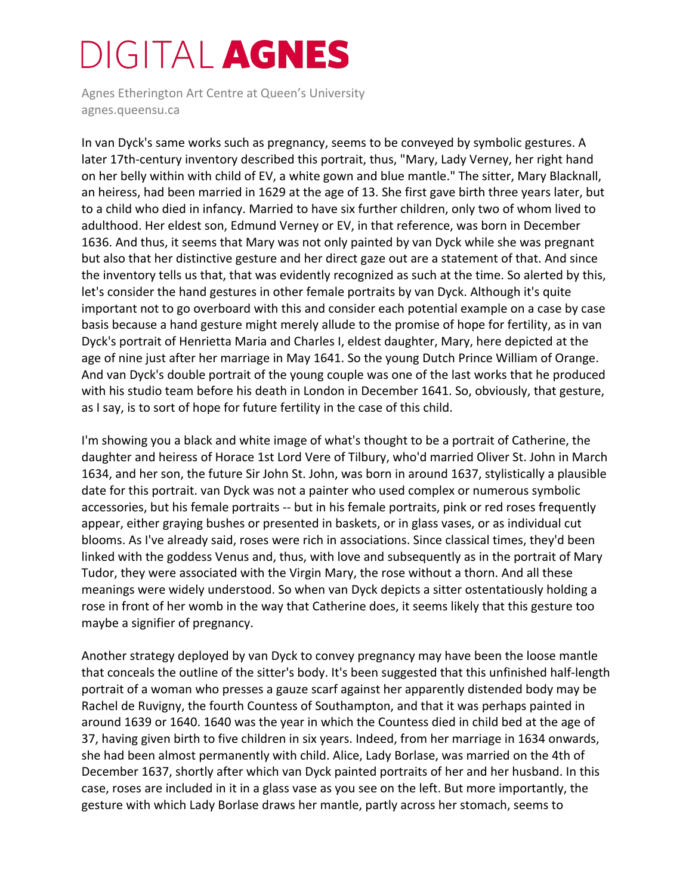In van Dyck's same works such as pregnancy, seems to be conveyed by symbolic gestures. A later 17th-century inventory described this portrait, thus, "Mary, Lady Verney, her right hand on her belly within with child of EV, a white gown and blue mantle." The sitter, Mary Blacknall, an heiress, had been married in 1629 at the age of 13. She first gave birth three years later, but to a child who died in infancy. Married to have six further children, only two of whom lived to adulthood. Her eldest son, Edmund Verney or EV, in that reference, was born in December 1636. And thus, it seems that Mary was not only painted by van Dyck while she was pregnant but also that her distinctive gesture and her direct gaze out are a statement of that. And since the inventory tells us that, that was evidently recognized as such at the time. So alerted by this, let's consider the hand gestures in other female portraits by van Dyck. Although it's quite important not to go overboard with this and consider each potential example on a case by case basis because a hand gesture might merely allude to the promise of hope for fertility, as in van Dyck's portrait of Henrietta Maria and Charles I, eldest daughter, Mary, here depicted at the age of nine just after her marriage in May 1641. So the young Dutch Prince William of Orange. And van Dyck's double portrait of the young couple was one of the last works that he produced with his studio team before his death in London in December 1641. So, obviously, that gesture, as I say, is to sort of hope for future fertility in the case of this child.

I'm showing you a black and white image of what's thought to be a portrait of Catherine, the daughter and heiress of Horace 1st Lord Vere of Tilbury, who'd married Oliver St. John in March 1634, and her son, the future Sir John St. John, was born in around 1637, stylistically a plausible date for this portrait. van Dyck was not a painter who used complex or numerous symbolic accessories, but his female portraits -- but in his female portraits, pink or red roses frequently appear, either graying bushes or presented in baskets, or in glass vases, or as individual cut blooms. As I've already said, roses were rich in associations. Since classical times, they'd been linked with the goddess Venus and, thus, with love and subsequently as in the portrait of Mary Tudor, they were associated with the Virgin Mary, the rose without a thorn. And all these meanings were widely understood. So when van Dyck depicts a sitter ostentatiously holding a rose in front of her womb in the way that Catherine does, it seems likely that this gesture too maybe a signifier of pregnancy.

Another strategy deployed by van Dyck to convey pregnancy may have been the loose mantle that conceals the outline of the sitter's body. It's been suggested that this unfinished half-length portrait of a woman who presses a gauze scarf against her apparently distended body may be Rachel de Ruvigny, the fourth Countess of Southampton, and that it was perhaps painted in around 1639 or 1640. 1640 was the year in which the Countess died in child bed at the age of 37, having given birth to five children in six years. Indeed, from her marriage in 1634 onwards, she had been almost permanently with child. Alice, Lady Borlase, was married on the 4th of December 1637, shortly after which van Dyck painted portraits of her and her husband. In this case, roses are included in it in a glass vase as you see on the left. But more importantly, the gesture with which Lady Borlase draws her mantle, partly across her stomach, seems to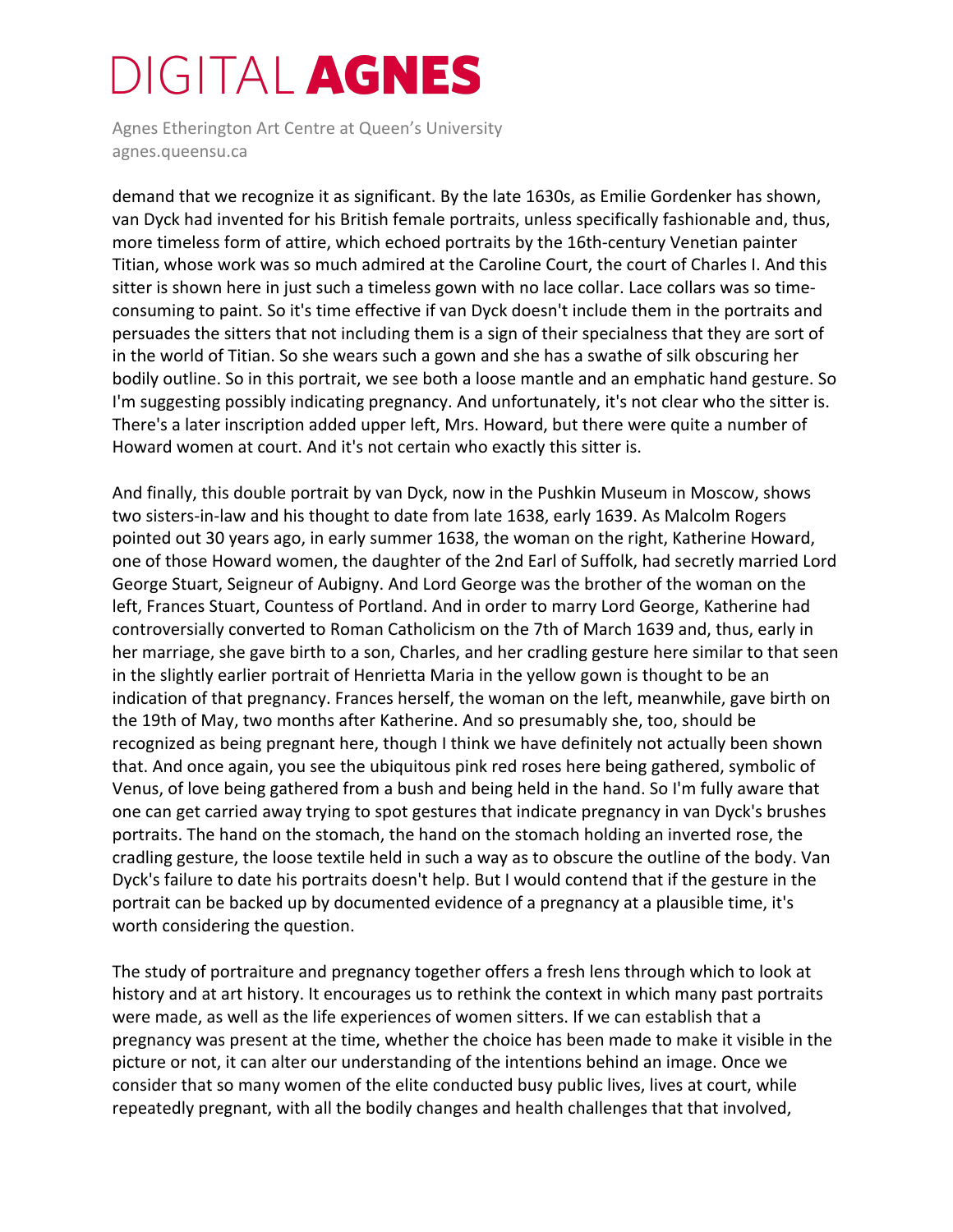demand that we recognize it as significant. By the late 1630s, as Emilie Gordenker has shown, van Dyck had invented for his British female portraits, unless specifically fashionable and, thus, more timeless form of attire, which echoed portraits by the 16th-century Venetian painter Titian, whose work was so much admired at the Caroline Court, the court of Charles I. And this sitter is shown here in just such a timeless gown with no lace collar. Lace collars was so time-consuming to paint. So it's time effective if van Dyck doesn't include them in the portraits and persuades the sitters that not including them is a sign of their specialness that they are sort of in the world of Titian. So she wears such a gown and she has a swathe of silk obscuring her bodily outline. So in this portrait, we see both a loose mantle and an emphatic hand gesture. So I'm suggesting possibly indicating pregnancy. And unfortunately, it's not clear who the sitter is. There's a later inscription added upper left, Mrs. Howard, but there were quite a number of Howard women at court. And it's not certain who exactly this sitter is.

And finally, this double portrait by van Dyck, now in the Pushkin Museum in Moscow, shows two sisters-in-law and his thought to date from late 1638, early 1639. As Malcolm Rogers pointed out 30 years ago, in early summer 1638, the woman on the right, Katherine Howard, one of those Howard women, the daughter of the 2nd Earl of Suffolk, had secretly married Lord George Stuart, Seigneur of Aubigny. And Lord George was the brother of the woman on the left, Frances Stuart, Countess of Portland. And in order to marry Lord George, Katherine had controversially converted to Roman Catholicism on the 7th of March 1639 and, thus, early in her marriage, she gave birth to a son, Charles, and her cradling gesture here similar to that seen in the slightly earlier portrait of Henrietta Maria in the yellow gown is thought to be an indication of that pregnancy. Frances herself, the woman on the left, meanwhile, gave birth on the 19th of May, two months after Katherine. And so presumably she, too, should be recognized as being pregnant here, though I think we have definitely not actually been shown that. And once again, you see the ubiquitous pink red roses here being gathered, symbolic of Venus, of love being gathered from a bush and being held in the hand. So I'm fully aware that one can get carried away trying to spot gestures that indicate pregnancy in van Dyck's brushes portraits. The hand on the stomach, the hand on the stomach holding an inverted rose, the cradling gesture, the loose textile held in such a way as to obscure the outline of the body. Van Dyck's failure to date his portraits doesn't help. But I would contend that if the gesture in the portrait can be backed up by documented evidence of a pregnancy at a plausible time, it's worth considering the question.

The study of portraiture and pregnancy together offers a fresh lens through which to look at history and at art history. It encourages us to rethink the context in which many past portraits were made, as well as the life experiences of women sitters. If we can establish that a pregnancy was present at the time, whether the choice has been made to make it visible in the picture or not, it can alter our understanding of the intentions behind an image. Once we consider that so many women of the elite conducted busy public lives, lives at court, while repeatedly pregnant, with all the bodily changes and health challenges that that involved,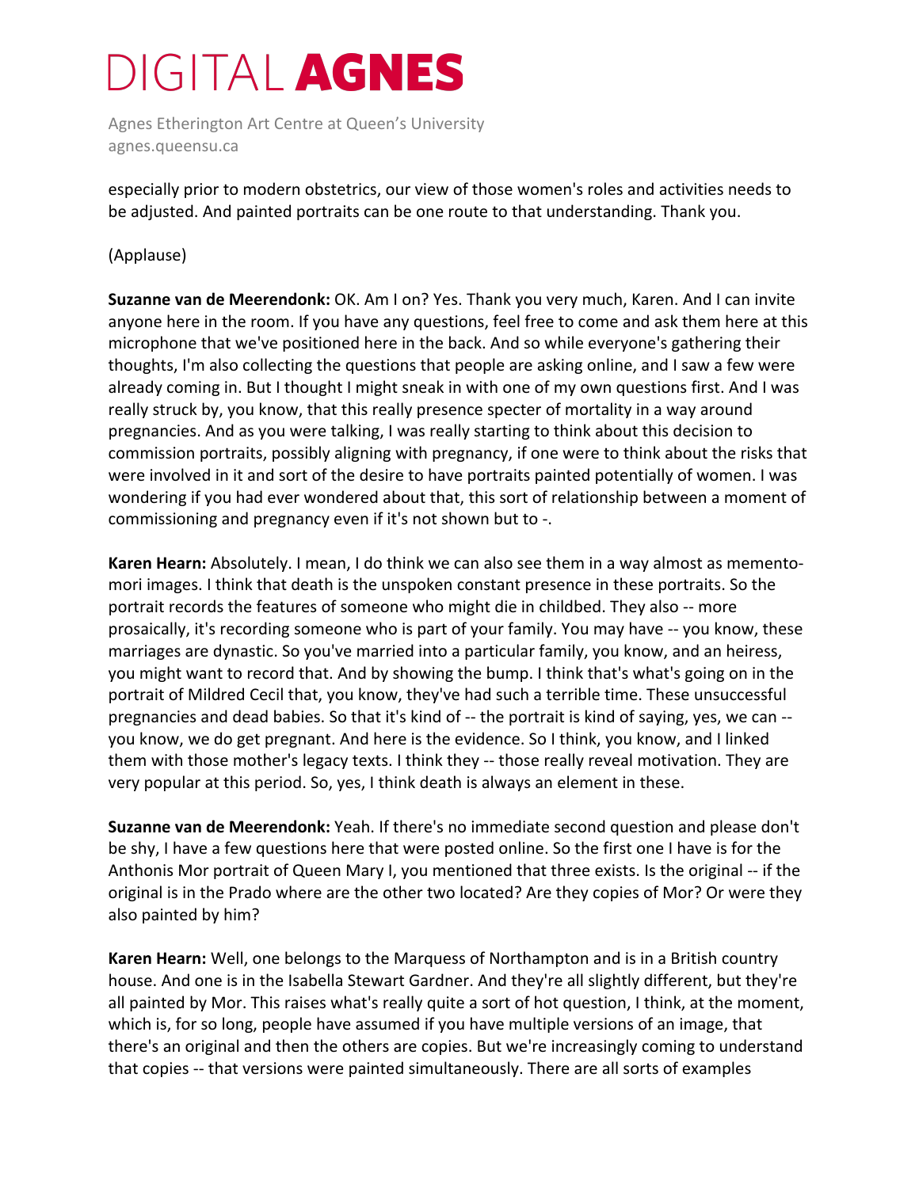especially prior to modern obstetrics, our view of those women's roles and activities needs to be adjusted. And painted portraits can be one route to that understanding. Thank you.

(Applause)

**Suzanne van de Meerendonk:** OK. Am I on? Yes. Thank you very much, Karen. And I can invite anyone here in the room. If you have any questions, feel free to come and ask them here at this microphone that we've positioned here in the back. And so while everyone's gathering their thoughts, I'm also collecting the questions that people are asking online, and I saw a few were already coming in. But I thought I might sneak in with one of my own questions first. And I was really struck by, you know, that this really presence specter of mortality in a way around pregnancies. And as you were talking, I was really starting to think about this decision to commission portraits, possibly aligning with pregnancy, if one were to think about the risks that were involved in it and sort of the desire to have portraits painted potentially of women. I was wondering if you had ever wondered about that, this sort of relationship between a moment of commissioning and pregnancy even if it's not shown but to -.

**Karen Hearn:** Absolutely. I mean, I do think we can also see them in a way almost as memento-mori images. I think that death is the unspoken constant presence in these portraits. So the portrait records the features of someone who might die in childbed. They also -- more prosaically, it's recording someone who is part of your family. You may have -- you know, these marriages are dynastic. So you've married into a particular family, you know, and an heiress, you might want to record that. And by showing the bump. I think that's what's going on in the portrait of Mildred Cecil that, you know, they've had such a terrible time. These unsuccessful pregnancies and dead babies. So that it's kind of -- the portrait is kind of saying, yes, we can -- you know, we do get pregnant. And here is the evidence. So I think, you know, and I linked them with those mother's legacy texts. I think they -- those really reveal motivation. They are very popular at this period. So, yes, I think death is always an element in these.

**Suzanne van de Meerendonk:** Yeah. If there's no immediate second question and please don't be shy, I have a few questions here that were posted online. So the first one I have is for the Anthonis Mor portrait of Queen Mary I, you mentioned that three exists. Is the original -- if the original is in the Prado where are the other two located? Are they copies of Mor? Or were they also painted by him?

**Karen Hearn:** Well, one belongs to the Marquess of Northampton and is in a British country house. And one is in the Isabella Stewart Gardner. And they're all slightly different, but they're all painted by Mor. This raises what's really quite a sort of hot question, I think, at the moment, which is, for so long, people have assumed if you have multiple versions of an image, that there's an original and then the others are copies. But we're increasingly coming to understand that copies -- that versions were painted simultaneously. There are all sorts of examples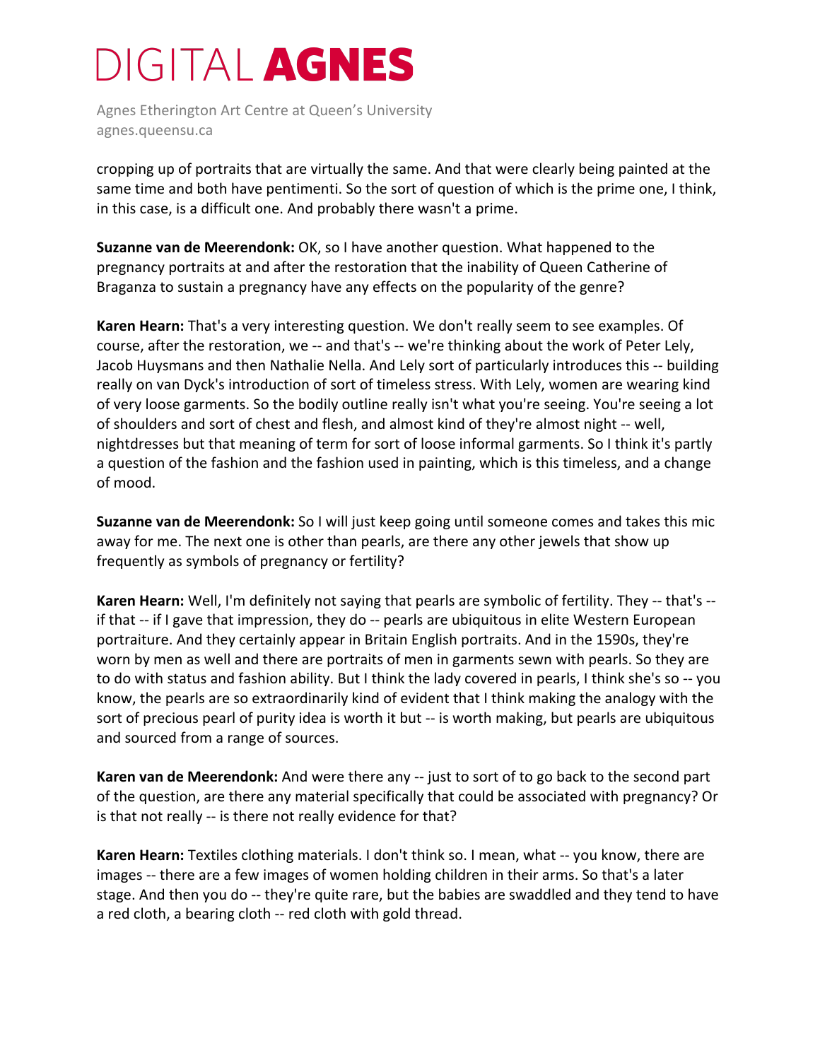cropping up of portraits that are virtually the same. And that were clearly being painted at the same time and both have pentimenti. So the sort of question of which is the prime one, I think, in this case, is a difficult one. And probably there wasn't a prime.

**Suzanne van de Meerendonk:** OK, so I have another question. What happened to the pregnancy portraits at and after the restoration that the inability of Queen Catherine of Braganza to sustain a pregnancy have any effects on the popularity of the genre?

**Karen Hearn:** That's a very interesting question. We don't really seem to see examples. Of course, after the restoration, we -- and that's -- we're thinking about the work of Peter Lely, Jacob Huysmans and then Nathalie Nella. And Lely sort of particularly introduces this -- building really on van Dyck's introduction of sort of timeless stress. With Lely, women are wearing kind of very loose garments. So the bodily outline really isn't what you're seeing. You're seeing a lot of shoulders and sort of chest and flesh, and almost kind of they're almost night -- well, nightdresses but that meaning of term for sort of loose informal garments. So I think it's partly a question of the fashion and the fashion used in painting, which is this timeless, and a change of mood.

**Suzanne van de Meerendonk:** So I will just keep going until someone comes and takes this mic away for me. The next one is other than pearls, are there any other jewels that show up frequently as symbols of pregnancy or fertility?

**Karen Hearn:** Well, I'm definitely not saying that pearls are symbolic of fertility. They -- that's -- if that -- if I gave that impression, they do -- pearls are ubiquitous in elite Western European portraiture. And they certainly appear in Britain English portraits. And in the 1590s, they're worn by men as well and there are portraits of men in garments sewn with pearls. So they are to do with status and fashion ability. But I think the lady covered in pearls, I think she's so -- you know, the pearls are so extraordinarily kind of evident that I think making the analogy with the sort of precious pearl of purity idea is worth it but -- is worth making, but pearls are ubiquitous and sourced from a range of sources.

**Karen van de Meerendonk:** And were there any -- just to sort of to go back to the second part of the question, are there any material specifically that could be associated with pregnancy? Or is that not really -- is there not really evidence for that?

**Karen Hearn:** Textiles clothing materials. I don't think so. I mean, what -- you know, there are images -- there are a few images of women holding children in their arms. So that's a later stage. And then you do -- they're quite rare, but the babies are swaddled and they tend to have a red cloth, a bearing cloth -- red cloth with gold thread.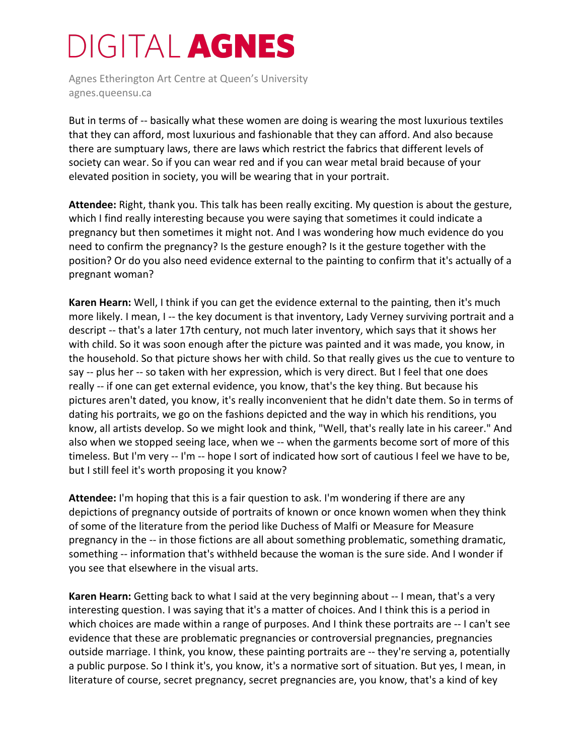But in terms of -- basically what these women are doing is wearing the most luxurious textiles that they can afford, most luxurious and fashionable that they can afford. And also because there are sumptuary laws, there are laws which restrict the fabrics that different levels of society can wear. So if you can wear red and if you can wear metal braid because of your elevated position in society, you will be wearing that in your portrait.

**Attendee:** Right, thank you. This talk has been really exciting. My question is about the gesture, which I find really interesting because you were saying that sometimes it could indicate a pregnancy but then sometimes it might not. And I was wondering how much evidence do you need to confirm the pregnancy? Is the gesture enough? Is it the gesture together with the position? Or do you also need evidence external to the painting to confirm that it's actually of a pregnant woman?

**Karen Hearn:** Well, I think if you can get the evidence external to the painting, then it's much more likely. I mean, I -- the key document is that inventory, Lady Verney surviving portrait and a descript -- that's a later 17th century, not much later inventory, which says that it shows her with child. So it was soon enough after the picture was painted and it was made, you know, in the household. So that picture shows her with child. So that really gives us the cue to venture to say -- plus her -- so taken with her expression, which is very direct. But I feel that one does really -- if one can get external evidence, you know, that's the key thing. But because his pictures aren't dated, you know, it's really inconvenient that he didn't date them. So in terms of dating his portraits, we go on the fashions depicted and the way in which his renditions, you know, all artists develop. So we might look and think, "Well, that's really late in his career." And also when we stopped seeing lace, when we -- when the garments become sort of more of this timeless. But I'm very -- I'm -- hope I sort of indicated how sort of cautious I feel we have to be, but I still feel it's worth proposing it you know?

**Attendee:** I'm hoping that this is a fair question to ask. I'm wondering if there are any depictions of pregnancy outside of portraits of known or once known women when they think of some of the literature from the period like Duchess of Malfi or Measure for Measure pregnancy in the -- in those fictions are all about something problematic, something dramatic, something -- information that's withheld because the woman is the sure side. And I wonder if you see that elsewhere in the visual arts.

**Karen Hearn:** Getting back to what I said at the very beginning about -- I mean, that's a very interesting question. I was saying that it's a matter of choices. And I think this is a period in which choices are made within a range of purposes. And I think these portraits are -- I can't see evidence that these are problematic pregnancies or controversial pregnancies, pregnancies outside marriage. I think, you know, these painting portraits are -- they're serving a, potentially a public purpose. So I think it's, you know, it's a normative sort of situation. But yes, I mean, in literature of course, secret pregnancy, secret pregnancies are, you know, that's a kind of key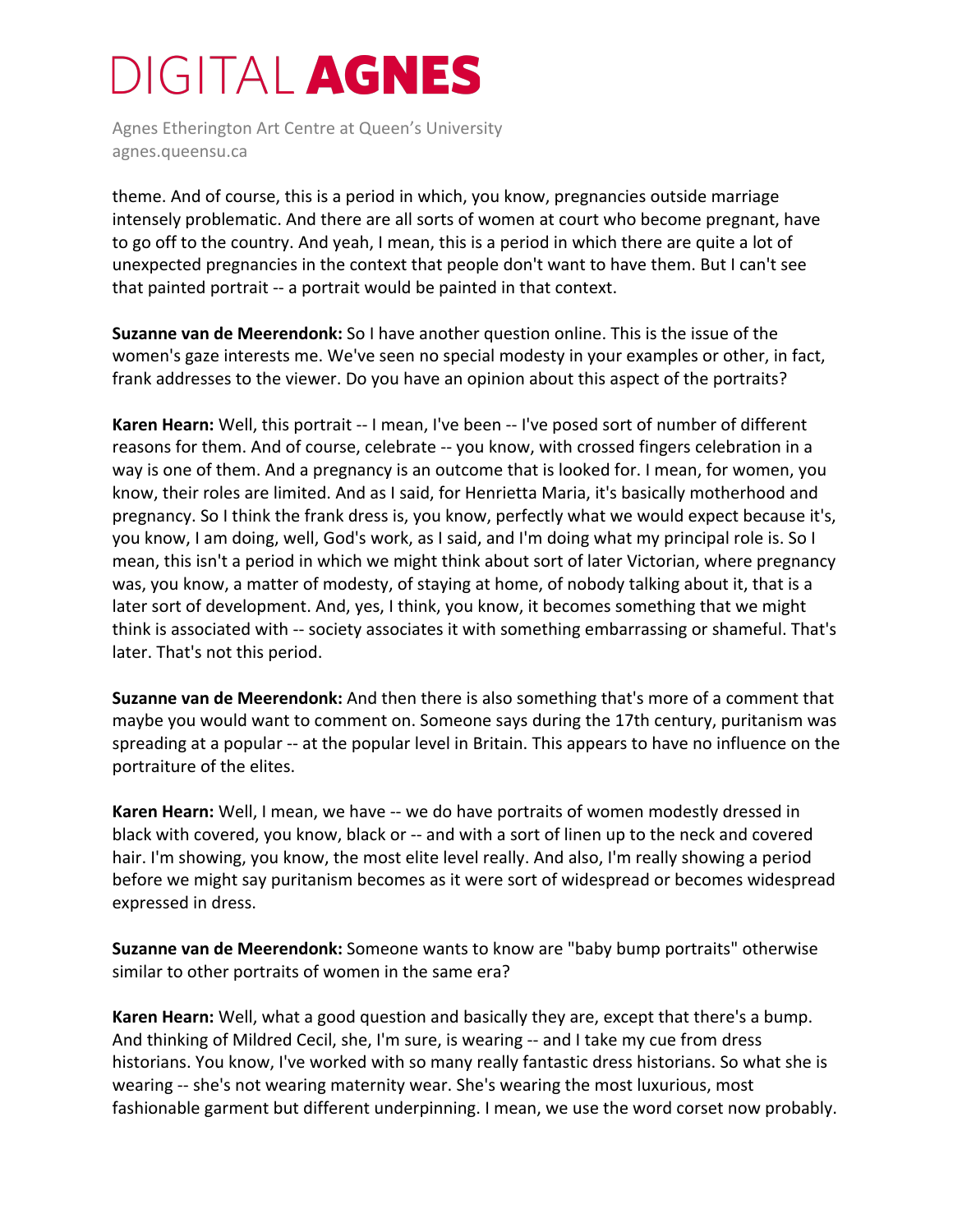theme. And of course, this is a period in which, you know, pregnancies outside marriage intensely problematic. And there are all sorts of women at court who become pregnant, have to go off to the country. And yeah, I mean, this is a period in which there are quite a lot of unexpected pregnancies in the context that people don't want to have them. But I can't see that painted portrait -- a portrait would be painted in that context.

**Suzanne van de Meerendonk:** So I have another question online. This is the issue of the women's gaze interests me. We've seen no special modesty in your examples or other, in fact, frank addresses to the viewer. Do you have an opinion about this aspect of the portraits?

**Karen Hearn:** Well, this portrait -- I mean, I've been -- I've posed sort of number of different reasons for them. And of course, celebrate -- you know, with crossed fingers celebration in a way is one of them. And a pregnancy is an outcome that is looked for. I mean, for women, you know, their roles are limited. And as I said, for Henrietta Maria, it's basically motherhood and pregnancy. So I think the frank dress is, you know, perfectly what we would expect because it's, you know, I am doing, well, God's work, as I said, and I'm doing what my principal role is. So I mean, this isn't a period in which we might think about sort of later Victorian, where pregnancy was, you know, a matter of modesty, of staying at home, of nobody talking about it, that is a later sort of development. And, yes, I think, you know, it becomes something that we might think is associated with -- society associates it with something embarrassing or shameful. That's later. That's not this period.

**Suzanne van de Meerendonk:** And then there is also something that's more of a comment that maybe you would want to comment on. Someone says during the 17th century, puritanism was spreading at a popular -- at the popular level in Britain. This appears to have no influence on the portraiture of the elites.

**Karen Hearn:** Well, I mean, we have -- we do have portraits of women modestly dressed in black with covered, you know, black or -- and with a sort of linen up to the neck and covered hair. I'm showing, you know, the most elite level really. And also, I'm really showing a period before we might say puritanism becomes as it were sort of widespread or becomes widespread expressed in dress.

**Suzanne van de Meerendonk:** Someone wants to know are "baby bump portraits" otherwise similar to other portraits of women in the same era?

**Karen Hearn:** Well, what a good question and basically they are, except that there's a bump. And thinking of Mildred Cecil, she, I'm sure, is wearing -- and I take my cue from dress historians. You know, I've worked with so many really fantastic dress historians. So what she is wearing -- she's not wearing maternity wear. She's wearing the most luxurious, most fashionable garment but different underpinning. I mean, we use the word corset now probably.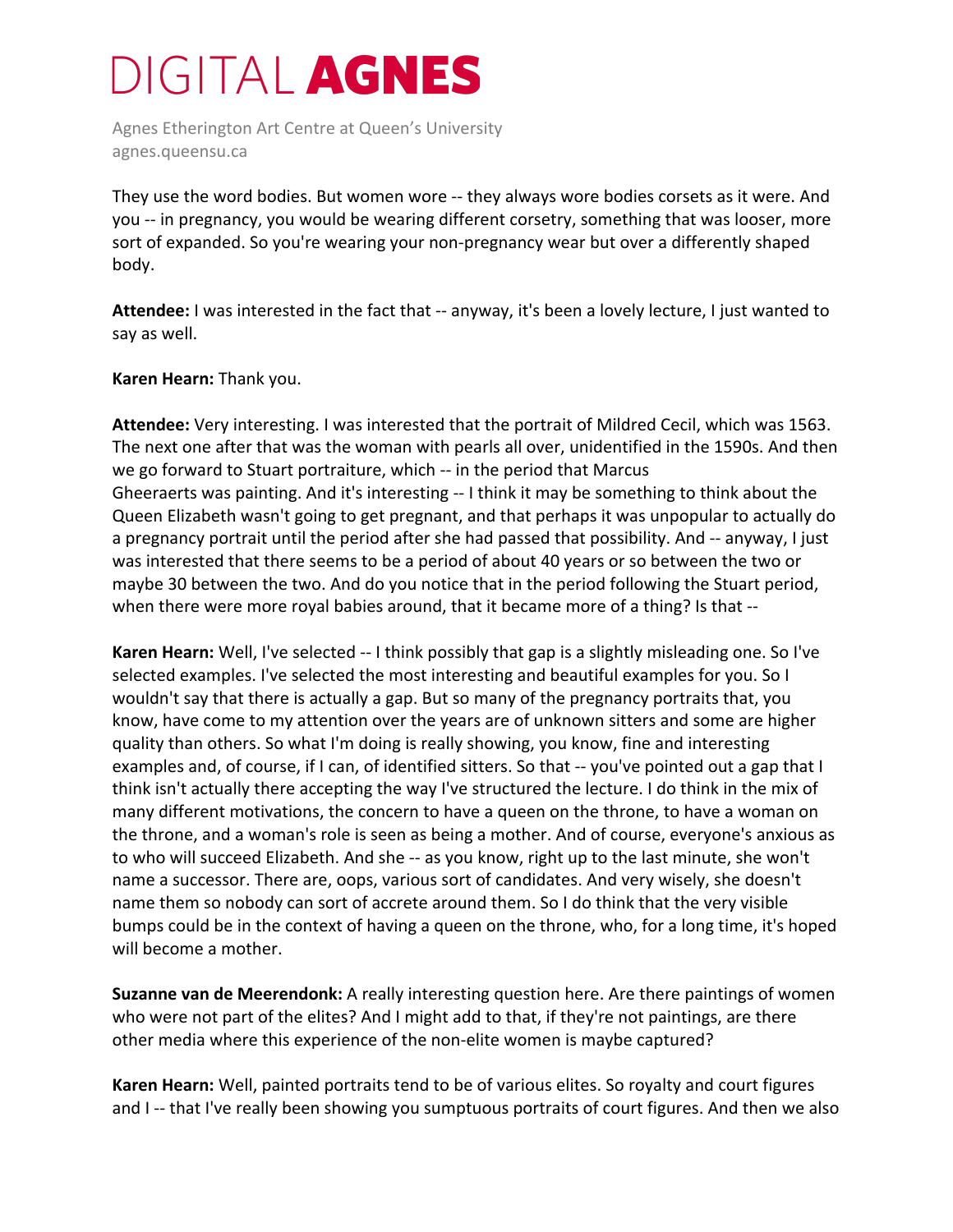They use the word bodies. But women wore -- they always wore bodies corsets as it were. And you -- in pregnancy, you would be wearing different corsetry, something that was looser, more sort of expanded. So you're wearing your non-pregnancy wear but over a differently shaped body.

**Attendee:** I was interested in the fact that -- anyway, it's been a lovely lecture, I just wanted to say as well.

**Karen Hearn:** Thank you.

**Attendee:** Very interesting. I was interested that the portrait of Mildred Cecil, which was 1563. The next one after that was the woman with pearls all over, unidentified in the 1590s. And then we go forward to Stuart portraiture, which -- in the period that Marcus Gheeraerts was painting. And it's interesting -- I think it may be something to think about the Queen Elizabeth wasn't going to get pregnant, and that perhaps it was unpopular to actually do a pregnancy portrait until the period after she had passed that possibility. And -- anyway, I just was interested that there seems to be a period of about 40 years or so between the two or maybe 30 between the two. And do you notice that in the period following the Stuart period, when there were more royal babies around, that it became more of a thing? Is that --

**Karen Hearn:** Well, I've selected -- I think possibly that gap is a slightly misleading one. So I've selected examples. I've selected the most interesting and beautiful examples for you. So I wouldn't say that there is actually a gap. But so many of the pregnancy portraits that, you know, have come to my attention over the years are of unknown sitters and some are higher quality than others. So what I'm doing is really showing, you know, fine and interesting examples and, of course, if I can, of identified sitters. So that -- you've pointed out a gap that I think isn't actually there accepting the way I've structured the lecture. I do think in the mix of many different motivations, the concern to have a queen on the throne, to have a woman on the throne, and a woman's role is seen as being a mother. And of course, everyone's anxious as to who will succeed Elizabeth. And she -- as you know, right up to the last minute, she won't name a successor. There are, oops, various sort of candidates. And very wisely, she doesn't name them so nobody can sort of accrete around them. So I do think that the very visible bumps could be in the context of having a queen on the throne, who, for a long time, it's hoped will become a mother.

**Suzanne van de Meerendonk:** A really interesting question here. Are there paintings of women who were not part of the elites? And I might add to that, if they're not paintings, are there other media where this experience of the non-elite women is maybe captured?

**Karen Hearn:** Well, painted portraits tend to be of various elites. So royalty and court figures and I -- that I've really been showing you sumptuous portraits of court figures. And then we also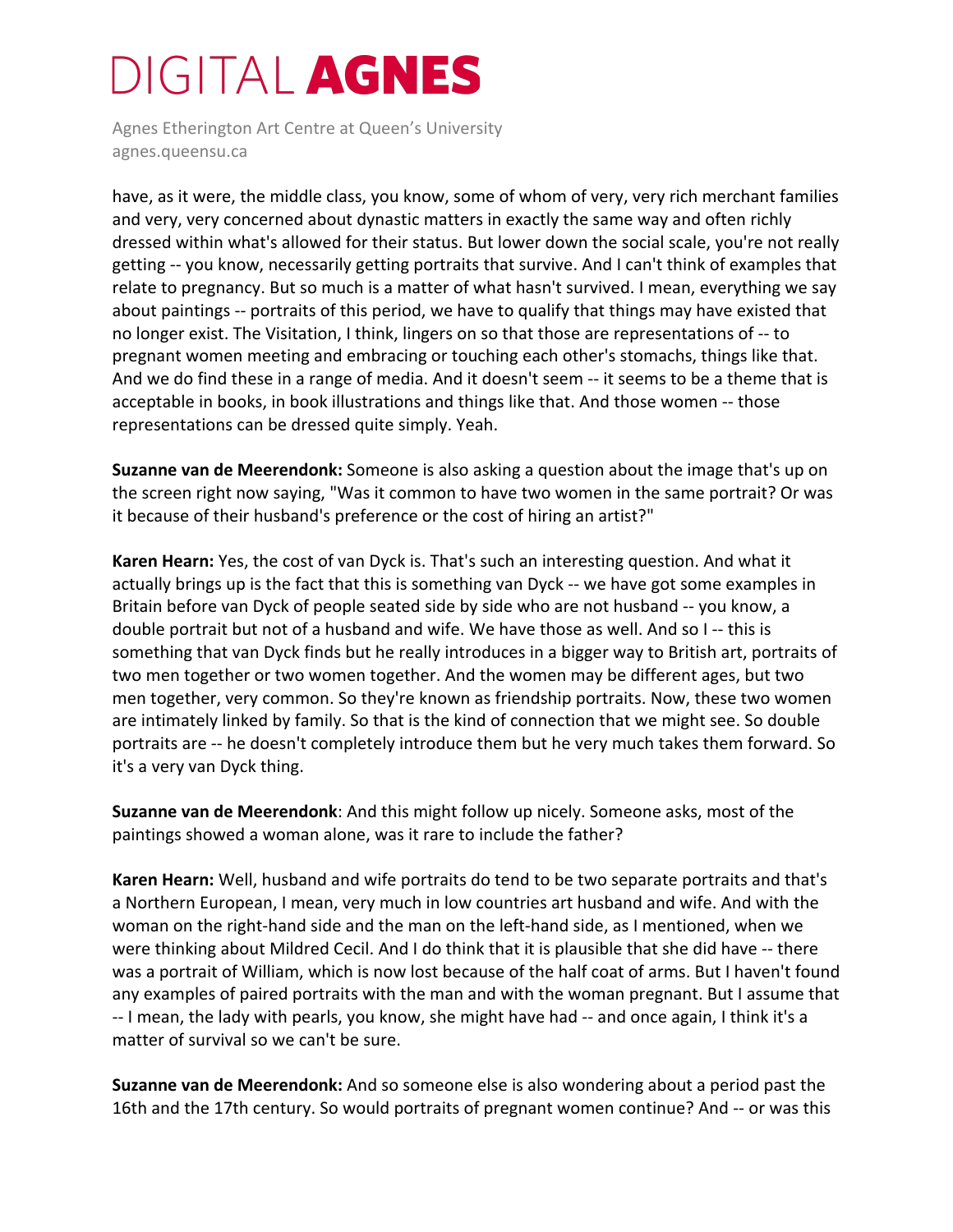have, as it were, the middle class, you know, some of whom of very, very rich merchant families and very, very concerned about dynastic matters in exactly the same way and often richly dressed within what's allowed for their status. But lower down the social scale, you're not really getting -- you know, necessarily getting portraits that survive. And I can't think of examples that relate to pregnancy. But so much is a matter of what hasn't survived. I mean, everything we say about paintings -- portraits of this period, we have to qualify that things may have existed that no longer exist. The Visitation, I think, lingers on so that those are representations of -- to pregnant women meeting and embracing or touching each other's stomachs, things like that. And we do find these in a range of media. And it doesn't seem -- it seems to be a theme that is acceptable in books, in book illustrations and things like that. And those women -- those representations can be dressed quite simply. Yeah.

**Suzanne van de Meerendonk:** Someone is also asking a question about the image that's up on the screen right now saying, "Was it common to have two women in the same portrait? Or was it because of their husband's preference or the cost of hiring an artist?"

**Karen Hearn:** Yes, the cost of van Dyck is. That's such an interesting question. And what it actually brings up is the fact that this is something van Dyck -- we have got some examples in Britain before van Dyck of people seated side by side who are not husband -- you know, a double portrait but not of a husband and wife. We have those as well. And so I -- this is something that van Dyck finds but he really introduces in a bigger way to British art, portraits of two men together or two women together. And the women may be different ages, but two men together, very common. So they're known as friendship portraits. Now, these two women are intimately linked by family. So that is the kind of connection that we might see. So double portraits are -- he doesn't completely introduce them but he very much takes them forward. So it's a very van Dyck thing.

**Suzanne van de Meerendonk**: And this might follow up nicely. Someone asks, most of the paintings showed a woman alone, was it rare to include the father?

**Karen Hearn:** Well, husband and wife portraits do tend to be two separate portraits and that's a Northern European, I mean, very much in low countries art husband and wife. And with the woman on the right-hand side and the man on the left-hand side, as I mentioned, when we were thinking about Mildred Cecil. And I do think that it is plausible that she did have -- there was a portrait of William, which is now lost because of the half coat of arms. But I haven't found any examples of paired portraits with the man and with the woman pregnant. But I assume that -- I mean, the lady with pearls, you know, she might have had -- and once again, I think it's a matter of survival so we can't be sure.

**Suzanne van de Meerendonk:** And so someone else is also wondering about a period past the 16th and the 17th century. So would portraits of pregnant women continue? And -- or was this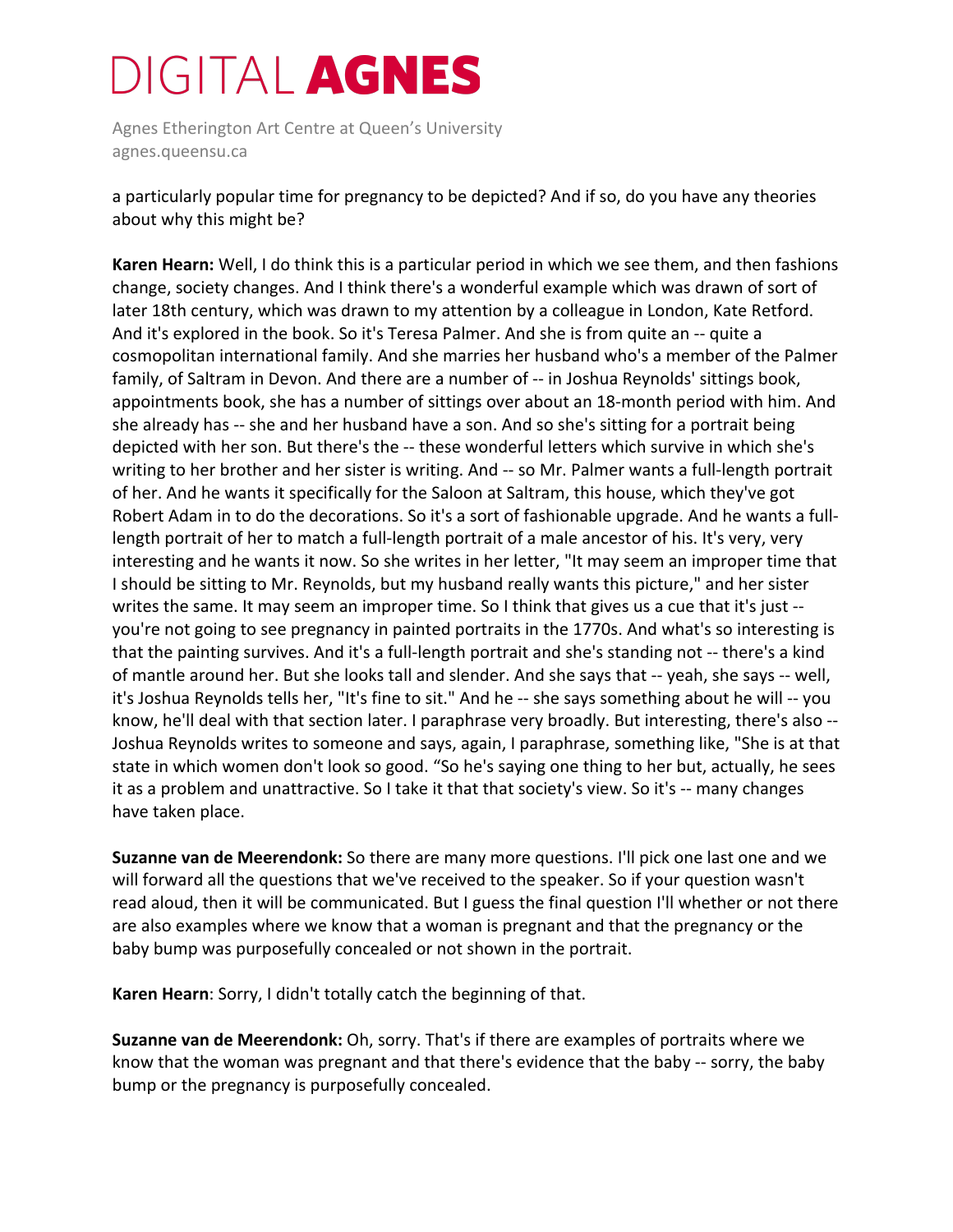a particularly popular time for pregnancy to be depicted? And if so, do you have any theories about why this might be?

**Karen Hearn:** Well, I do think this is a particular period in which we see them, and then fashions change, society changes. And I think there's a wonderful example which was drawn of sort of later 18th century, which was drawn to my attention by a colleague in London, Kate Retford. And it's explored in the book. So it's Teresa Palmer. And she is from quite an -- quite a cosmopolitan international family. And she marries her husband who's a member of the Palmer family, of Saltram in Devon. And there are a number of -- in Joshua Reynolds' sittings book, appointments book, she has a number of sittings over about an 18-month period with him. And she already has -- she and her husband have a son. And so she's sitting for a portrait being depicted with her son. But there's the -- these wonderful letters which survive in which she's writing to her brother and her sister is writing. And -- so Mr. Palmer wants a full-length portrait of her. And he wants it specifically for the Saloon at Saltram, this house, which they've got Robert Adam in to do the decorations. So it's a sort of fashionable upgrade. And he wants a full-length portrait of her to match a full-length portrait of a male ancestor of his. It's very, very interesting and he wants it now. So she writes in her letter, "It may seem an improper time that I should be sitting to Mr. Reynolds, but my husband really wants this picture," and her sister writes the same. It may seem an improper time. So I think that gives us a cue that it's just -- you're not going to see pregnancy in painted portraits in the 1770s. And what's so interesting is that the painting survives. And it's a full-length portrait and she's standing not -- there's a kind of mantle around her. But she looks tall and slender. And she says that -- yeah, she says -- well, it's Joshua Reynolds tells her, "It's fine to sit." And he -- she says something about he will -- you know, he'll deal with that section later. I paraphrase very broadly. But interesting, there's also -- Joshua Reynolds writes to someone and says, again, I paraphrase, something like, "She is at that state in which women don't look so good. "So he's saying one thing to her but, actually, he sees it as a problem and unattractive. So I take it that that society's view. So it's -- many changes have taken place.

**Suzanne van de Meerendonk:** So there are many more questions. I'll pick one last one and we will forward all the questions that we've received to the speaker. So if your question wasn't read aloud, then it will be communicated. But I guess the final question I'll whether or not there are also examples where we know that a woman is pregnant and that the pregnancy or the baby bump was purposefully concealed or not shown in the portrait.

**Karen Hearn**: Sorry, I didn't totally catch the beginning of that.

**Suzanne van de Meerendonk:** Oh, sorry. That's if there are examples of portraits where we know that the woman was pregnant and that there's evidence that the baby -- sorry, the baby bump or the pregnancy is purposefully concealed.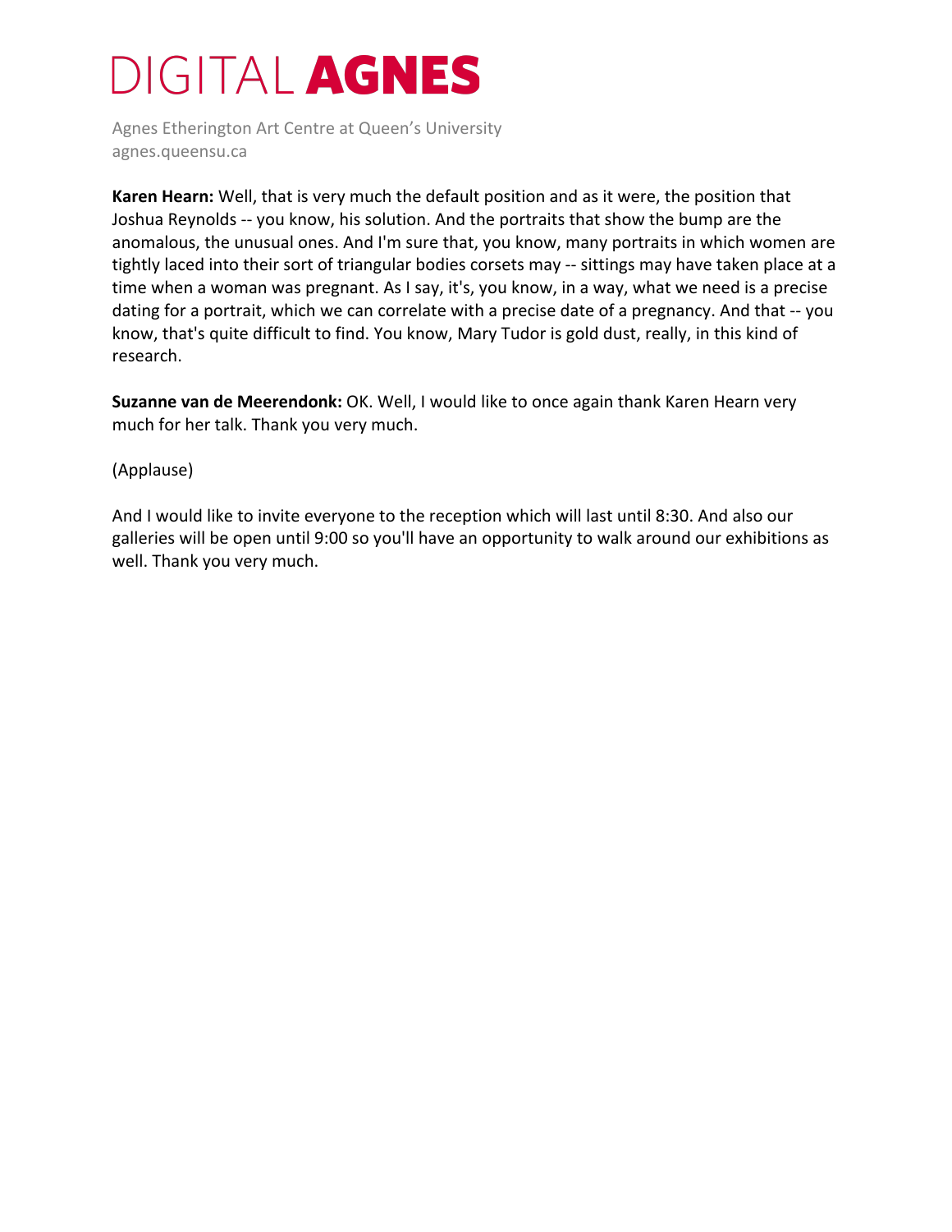**Karen Hearn:** Well, that is very much the default position and as it were, the position that Joshua Reynolds -- you know, his solution. And the portraits that show the bump are the anomalous, the unusual ones. And I'm sure that, you know, many portraits in which women are tightly laced into their sort of triangular bodies corsets may -- sittings may have taken place at a time when a woman was pregnant. As I say, it's, you know, in a way, what we need is a precise dating for a portrait, which we can correlate with a precise date of a pregnancy. And that -- you know, that's quite difficult to find. You know, Mary Tudor is gold dust, really, in this kind of research.

**Suzanne van de Meerendonk:** OK. Well, I would like to once again thank Karen Hearn very much for her talk. Thank you very much.

(Applause)

And I would like to invite everyone to the reception which will last until 8:30. And also our galleries will be open until 9:00 so you'll have an opportunity to walk around our exhibitions as well. Thank you very much.